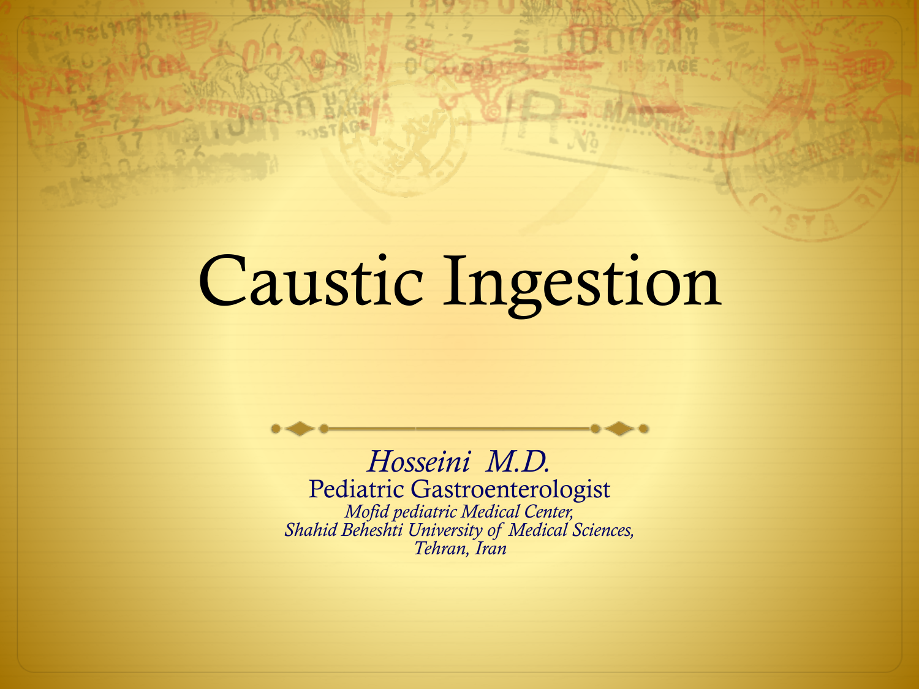# Caustic Ingestion

*Hosseini M.D.*
Pediatric Gastroenterologist
*Mofid pediatric Medical Center,*
*Shahid Beheshti University of Medical Sciences,*
*Tehran, Iran*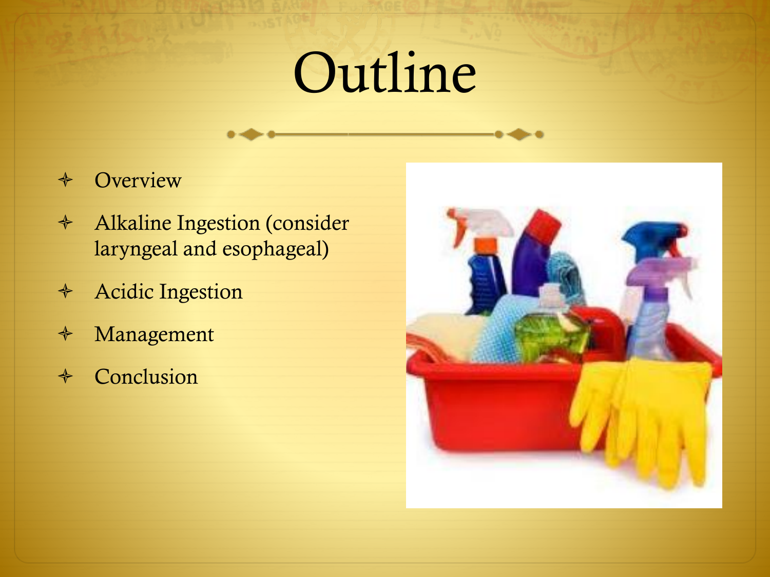# Outline

- Overview
- Alkaline Ingestion (consider laryngeal and esophageal)
- Acidic Ingestion
- Management
- Conclusion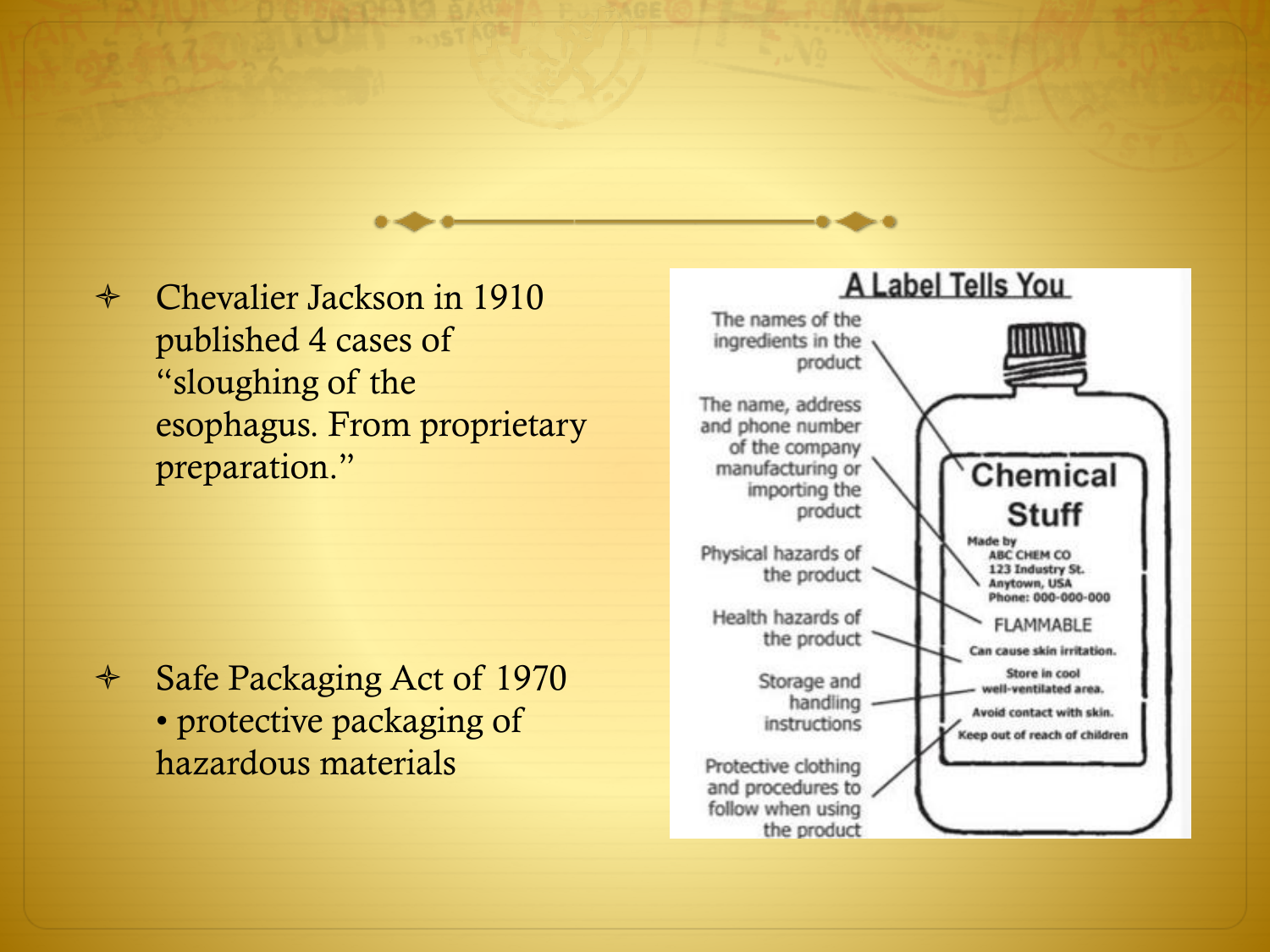- Chevalier Jackson in 1910 published 4 cases of "sloughing of the esophagus. From proprietary preparation."

- Safe Packaging Act of 1970
  - protective packaging of hazardous materials

## A Label Tells You

- The names of the ingredients in the product
- The name, address and phone number of the company manufacturing or importing the product
- Physical hazards of the product
- Health hazards of the product
- Storage and handling instructions
- Protective clothing and procedures to follow when using the product

**Chemical Stuff**

Made by
ABC CHEM CO
123 Industry St.
Anytown, USA
Phone: 000-000-000

FLAMMABLE

Can cause skin irritation.

Store in cool well-ventilated area.

Avoid contact with skin.

Keep out of reach of children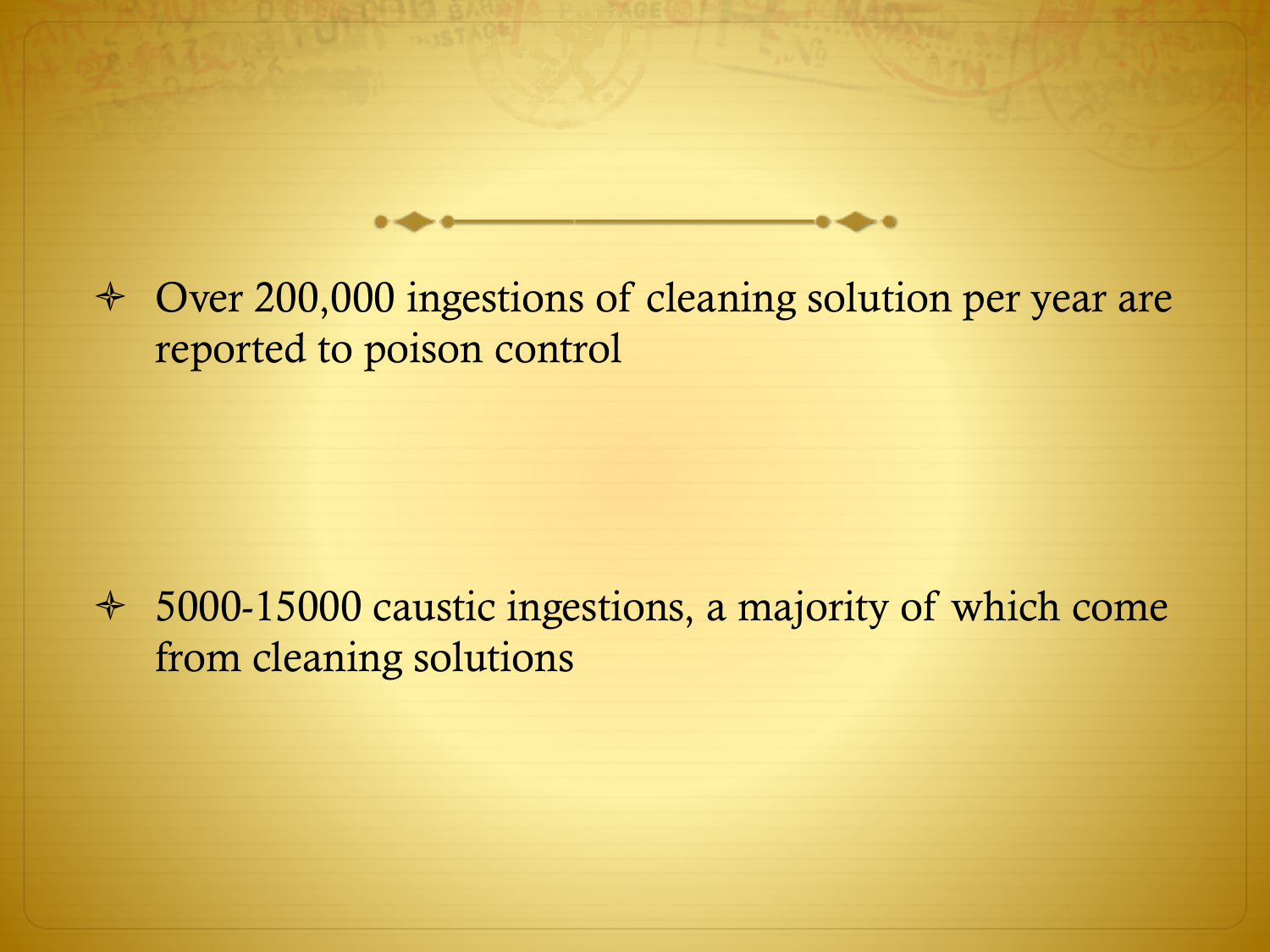- Over 200,000 ingestions of cleaning solution per year are reported to poison control

- 5000-15000 caustic ingestions, a majority of which come from cleaning solutions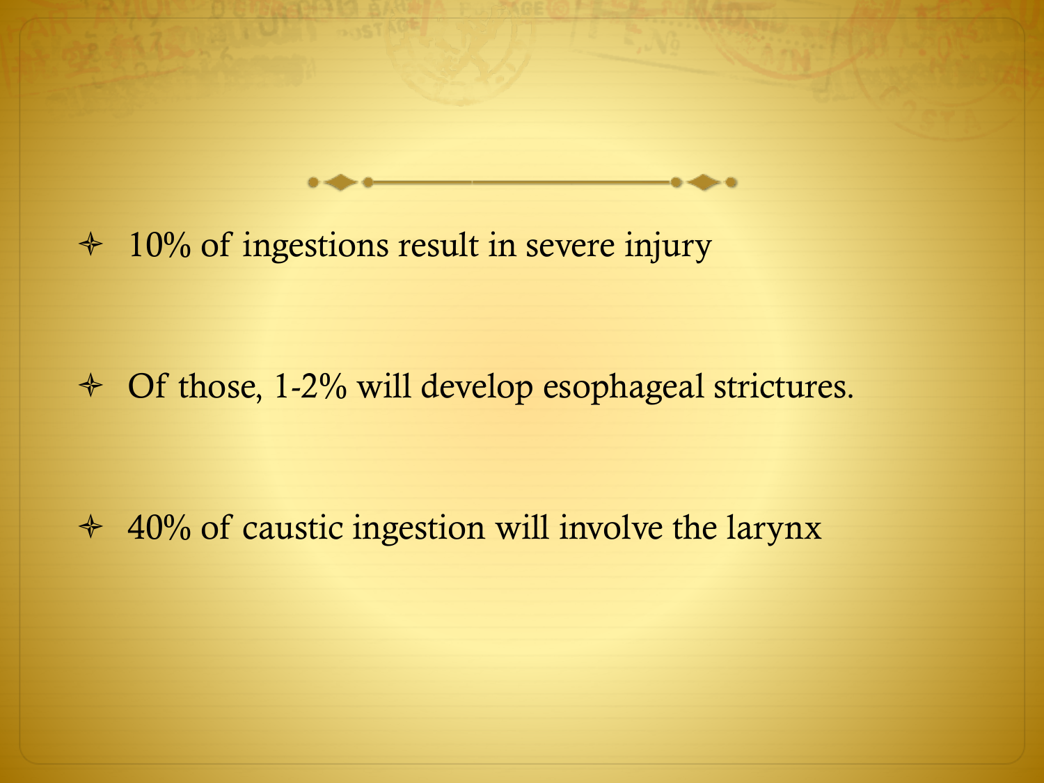- 10% of ingestions result in severe injury
- Of those, 1-2% will develop esophageal strictures.
- 40% of caustic ingestion will involve the larynx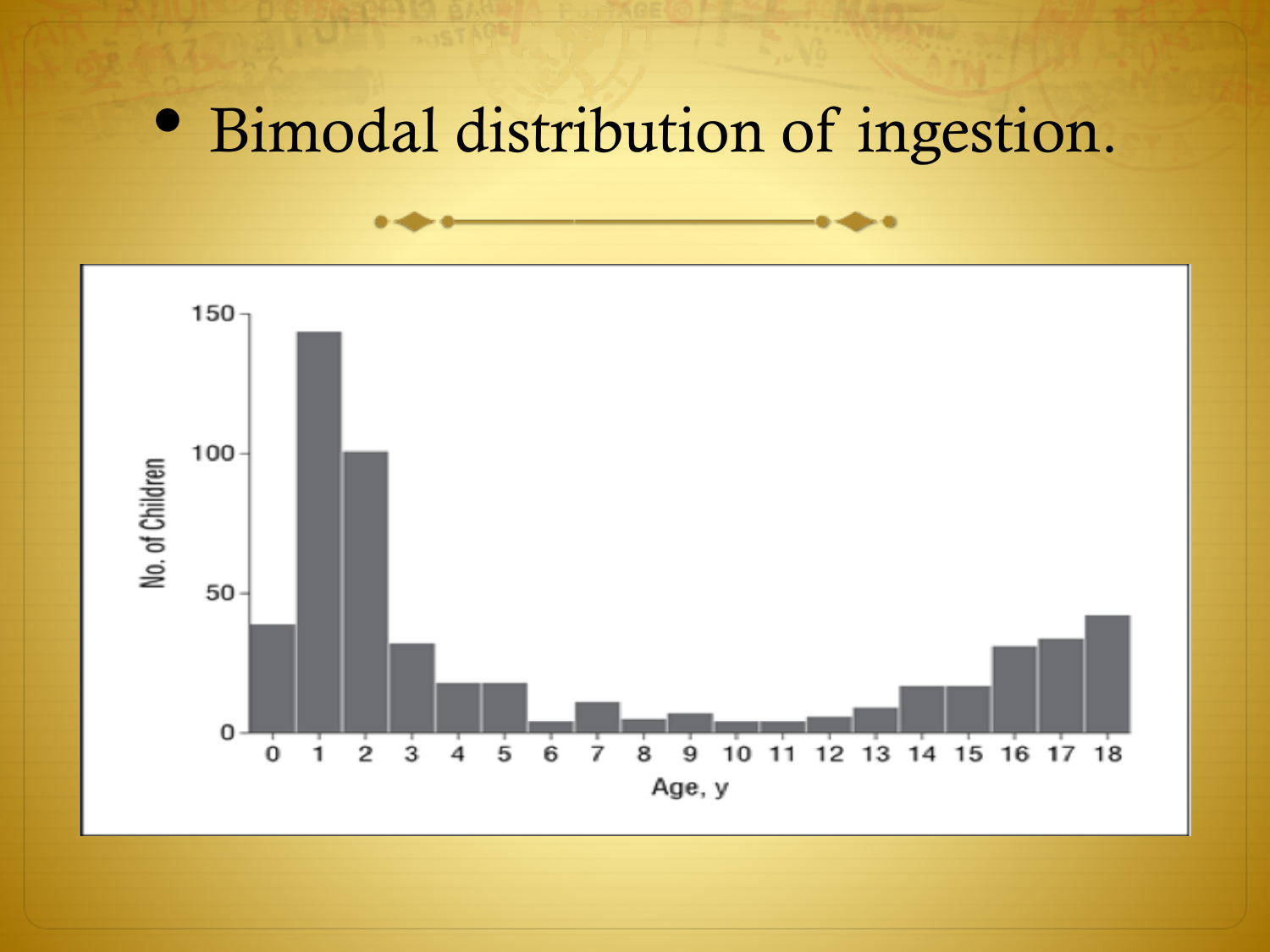- Bimodal distribution of ingestion.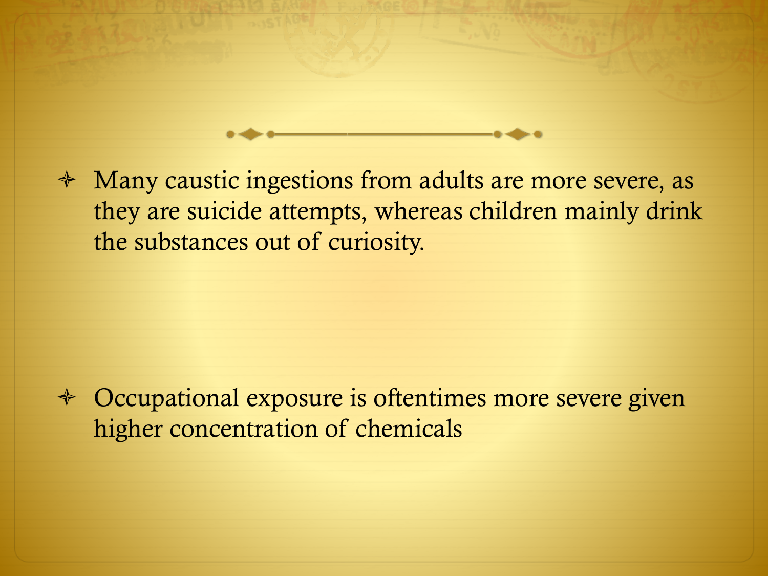- Many caustic ingestions from adults are more severe, as they are suicide attempts, whereas children mainly drink the substances out of curiosity.

- Occupational exposure is oftentimes more severe given higher concentration of chemicals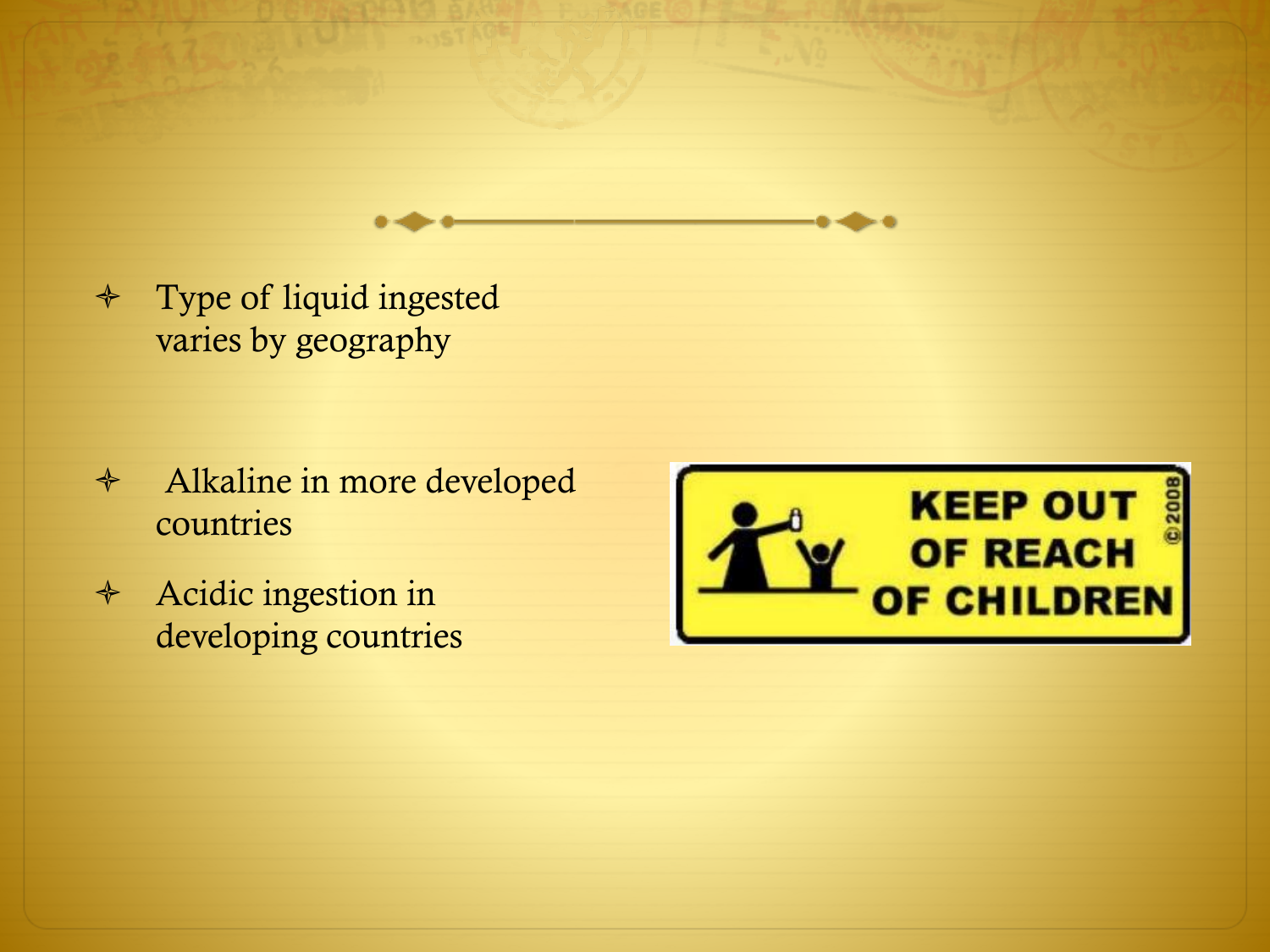- Type of liquid ingested varies by geography

- Alkaline in more developed countries
- Acidic ingestion in developing countries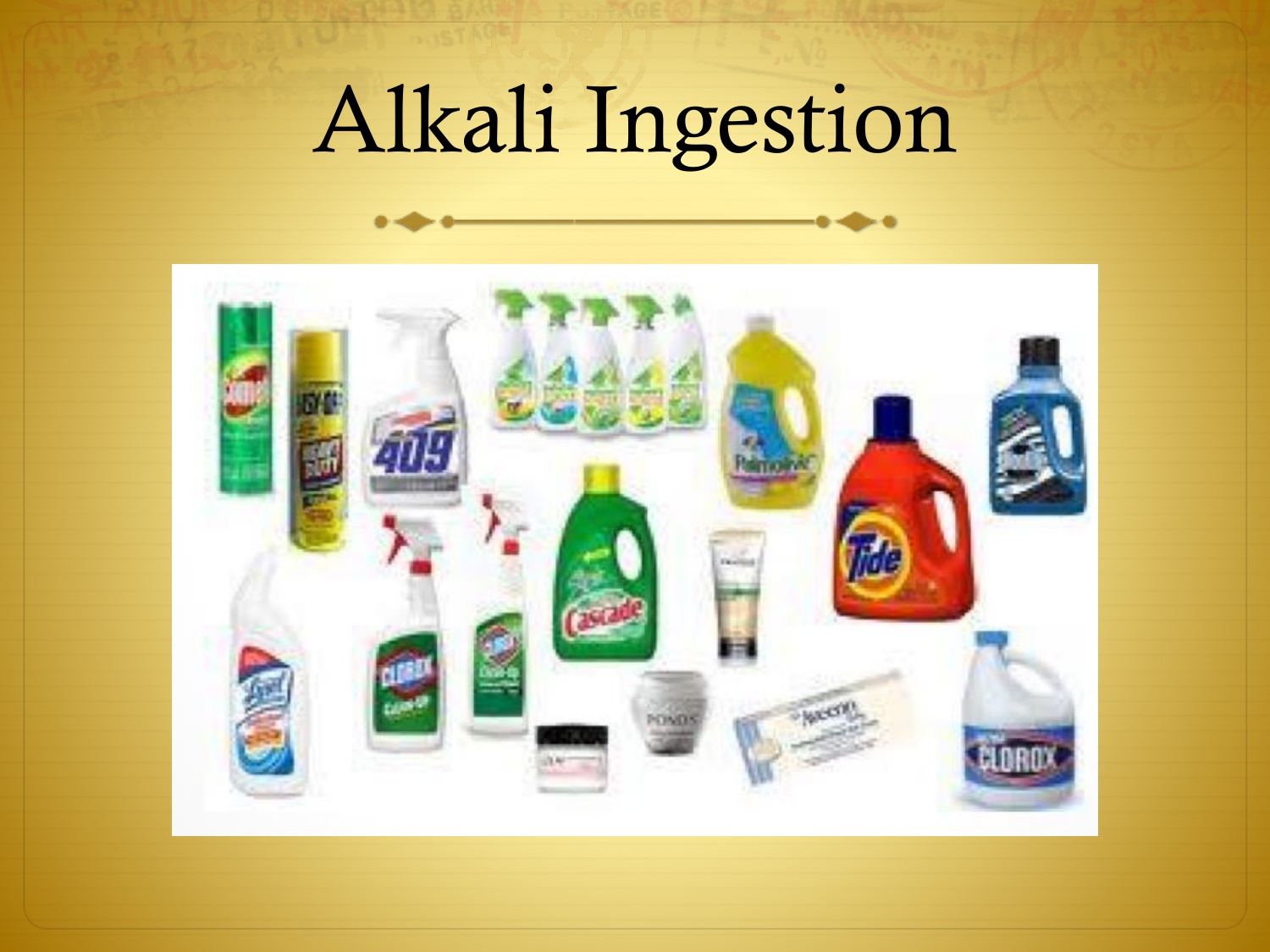# Alkali Ingestion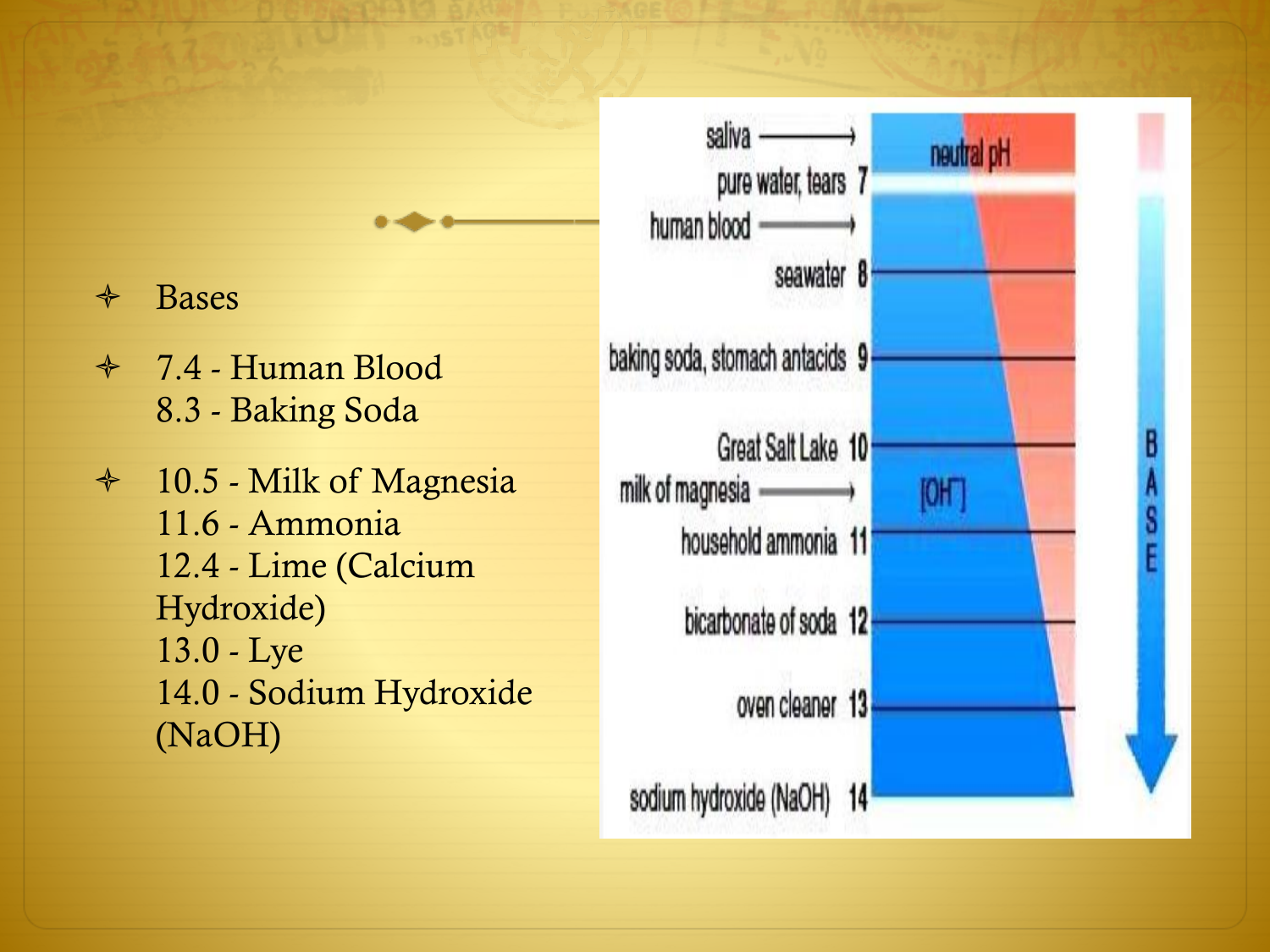- Bases
- 7.4 - Human Blood
  8.3 - Baking Soda
- 10.5 - Milk of Magnesia
  11.6 - Ammonia
  12.4 - Lime (Calcium Hydroxide)
  13.0 - Lye
  14.0 - Sodium Hydroxide (NaOH)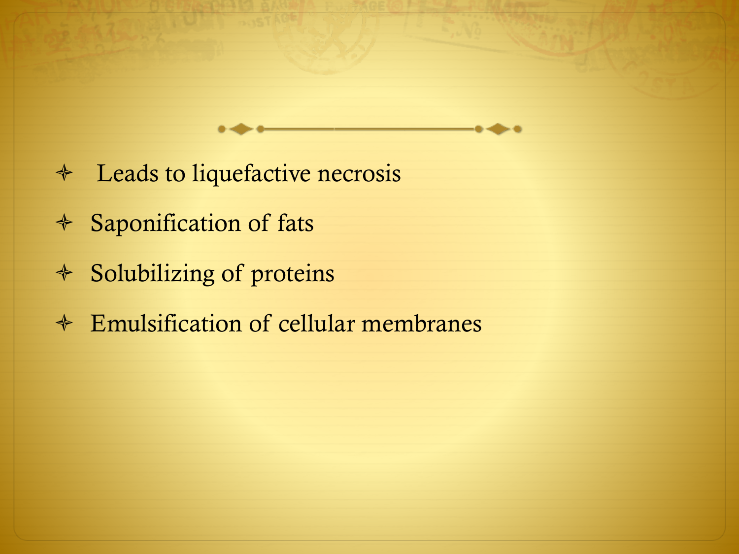- Leads to liquefactive necrosis
- Saponification of fats
- Solubilizing of proteins
- Emulsification of cellular membranes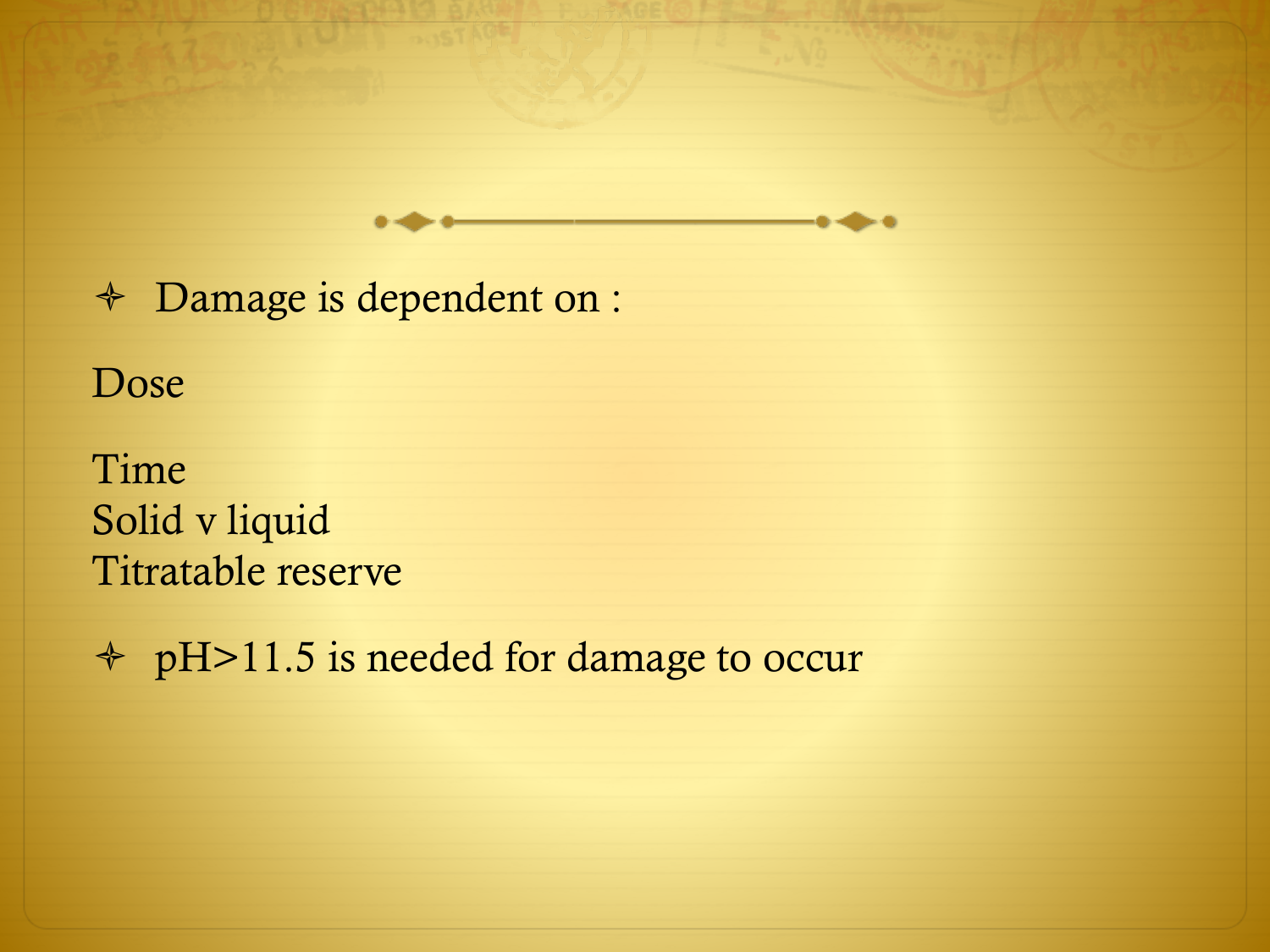- Damage is dependent on :

Dose

Time
Solid v liquid
Titratable reserve

- pH>11.5 is needed for damage to occur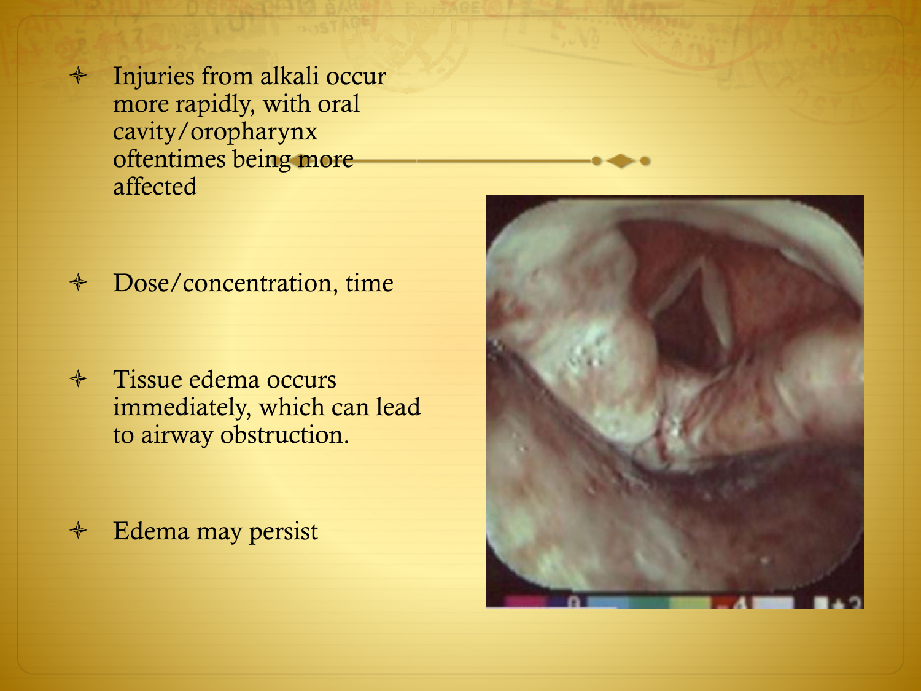- Injuries from alkali occur more rapidly, with oral cavity/oropharynx oftentimes being more affected

- Dose/concentration, time

- Tissue edema occurs immediately, which can lead to airway obstruction.

- Edema may persist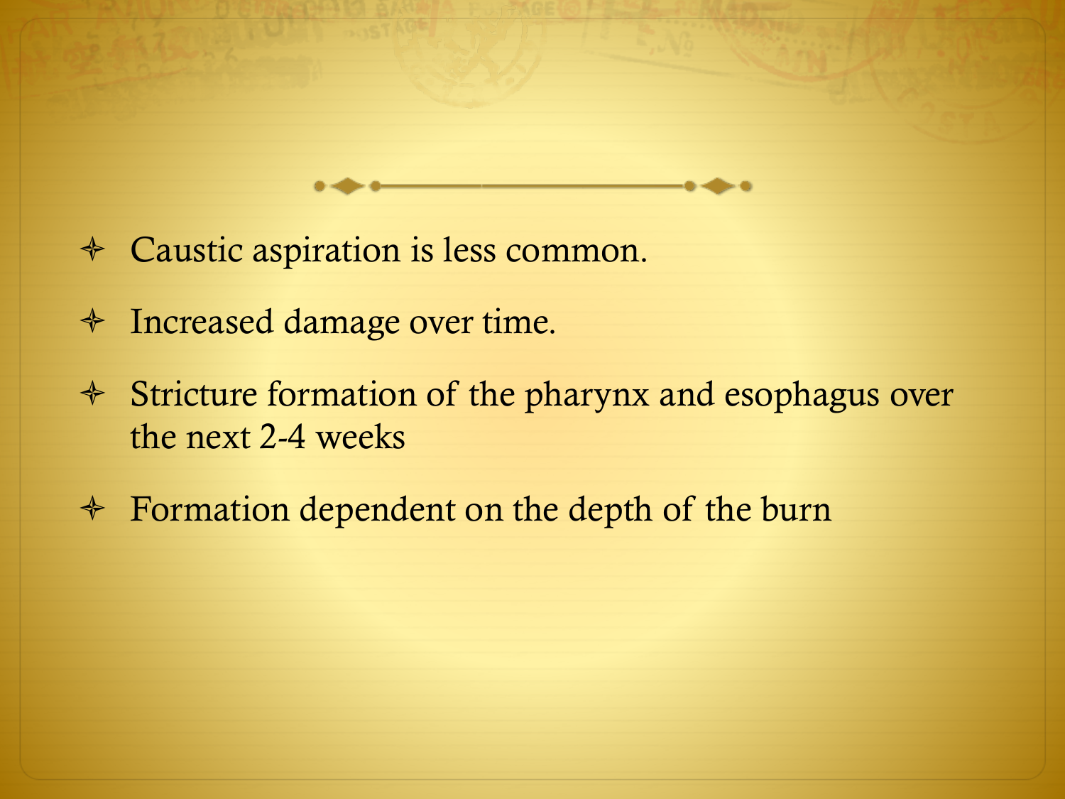- Caustic aspiration is less common.
- Increased damage over time.
- Stricture formation of the pharynx and esophagus over the next 2-4 weeks
- Formation dependent on the depth of the burn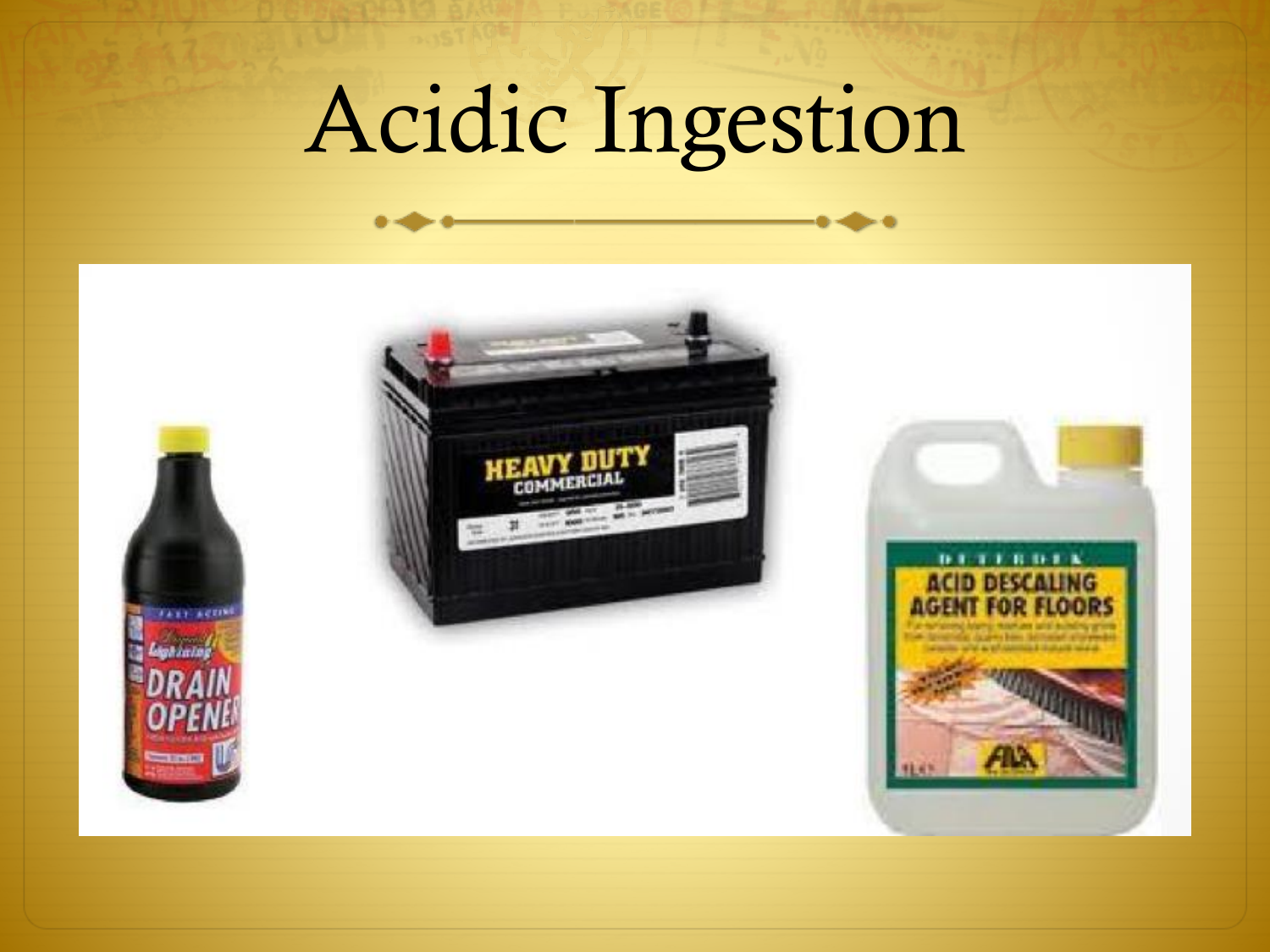# Acidic Ingestion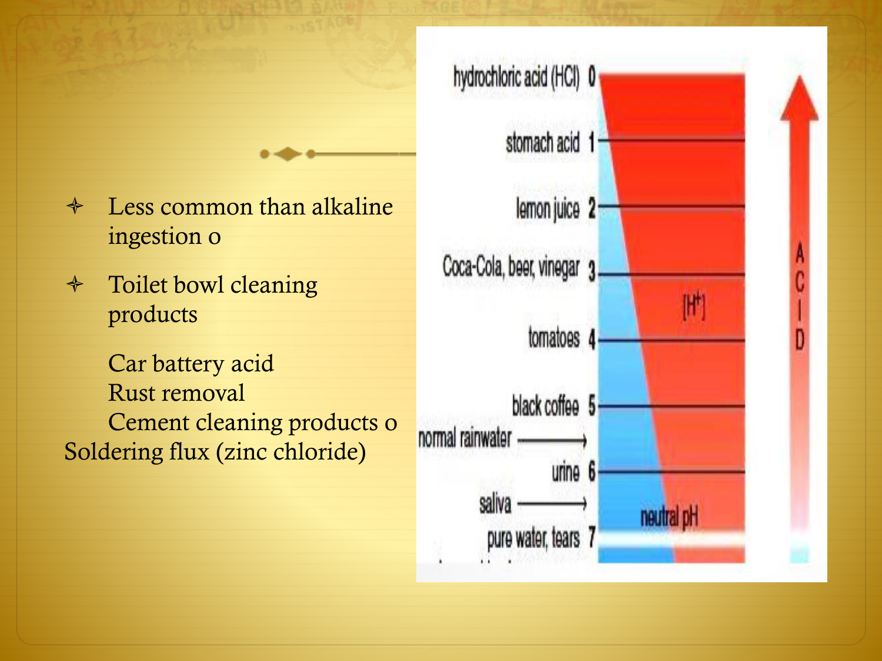- Less common than alkaline ingestion o
- Toilet bowl cleaning products

  Car battery acid
  Rust removal
  Cement cleaning products o
Soldering flux (zinc chloride)

hydrochloric acid (HCl) 0
stomach acid 1
lemon juice 2
Coca-Cola, beer, vinegar 3
tomatoes 4
black coffee 5
normal rainwater
urine 6
saliva
pure water, tears 7

$[H^+]$

neutral pH

ACID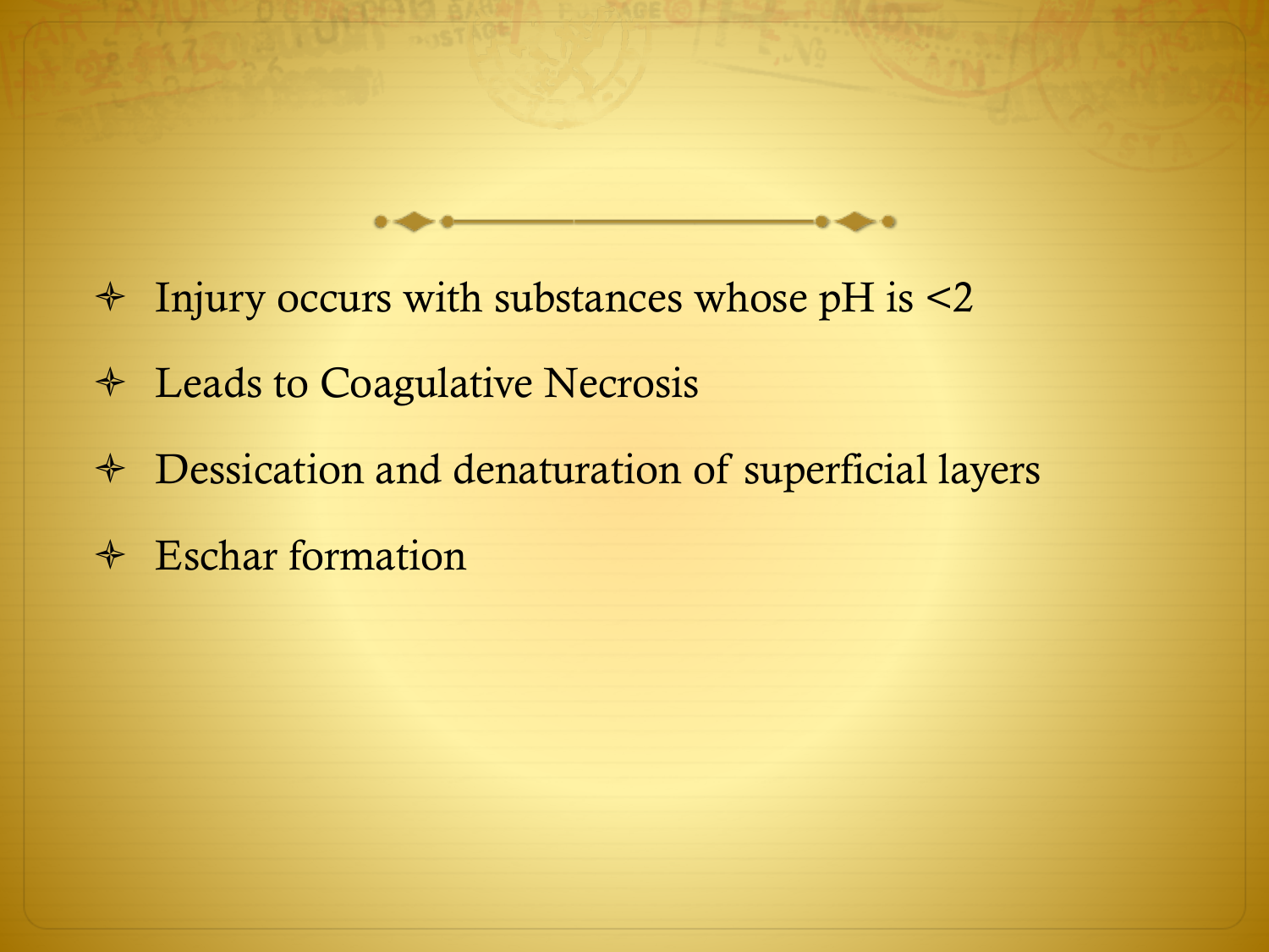- Injury occurs with substances whose pH is <2
- Leads to Coagulative Necrosis
- Dessication and denaturation of superficial layers
- Eschar formation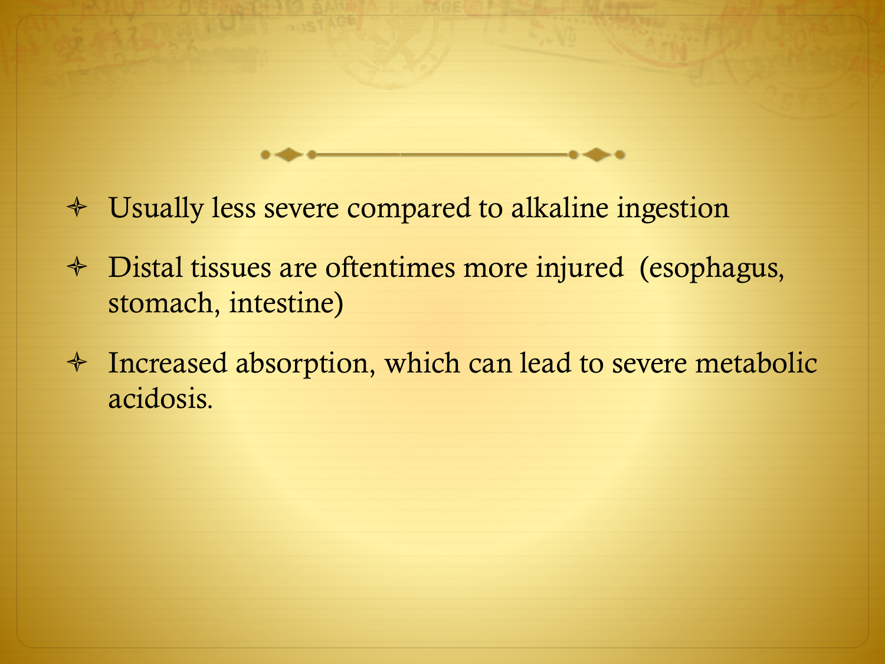- Usually less severe compared to alkaline ingestion
- Distal tissues are oftentimes more injured (esophagus, stomach, intestine)
- Increased absorption, which can lead to severe metabolic acidosis.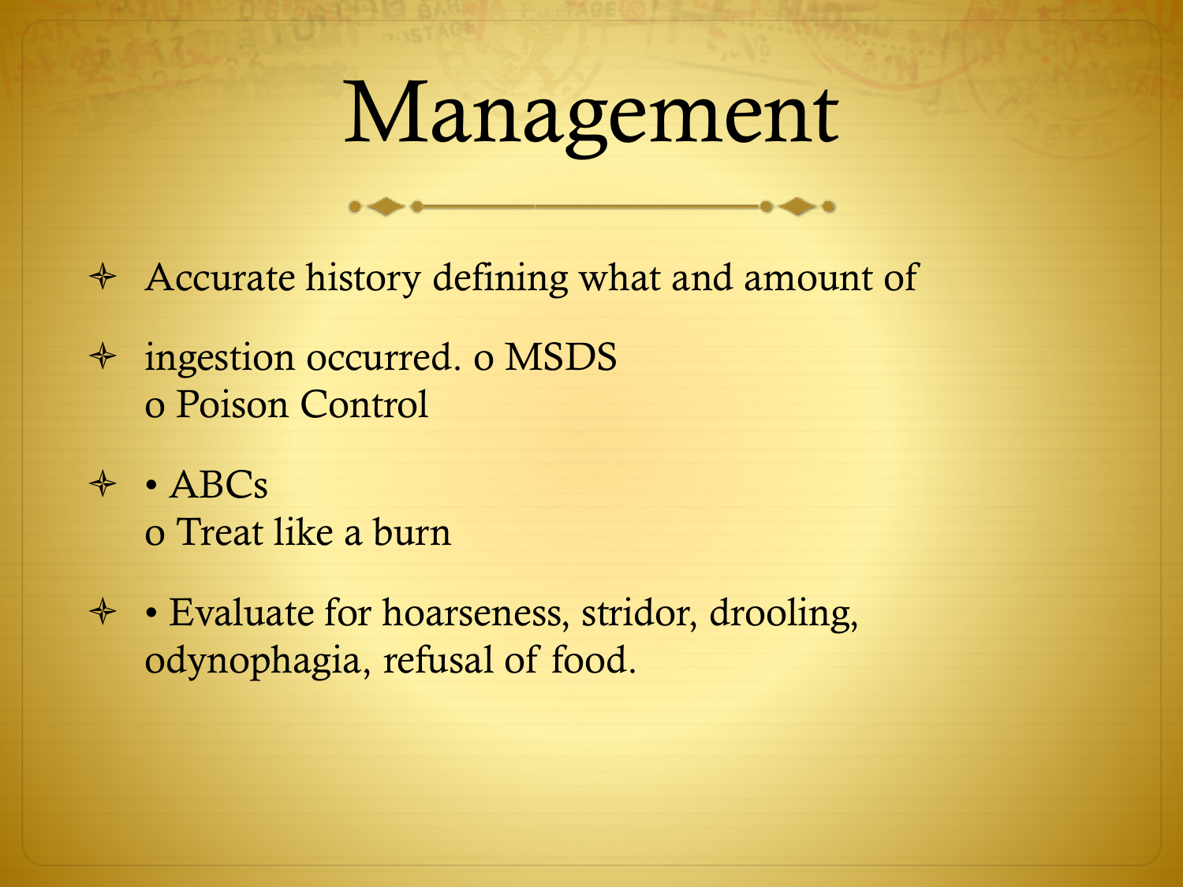# Management

- Accurate history defining what and amount of
- ingestion occurred. o MSDS
  o Poison Control
- • ABCs
  o Treat like a burn
- • Evaluate for hoarseness, stridor, drooling, odynophagia, refusal of food.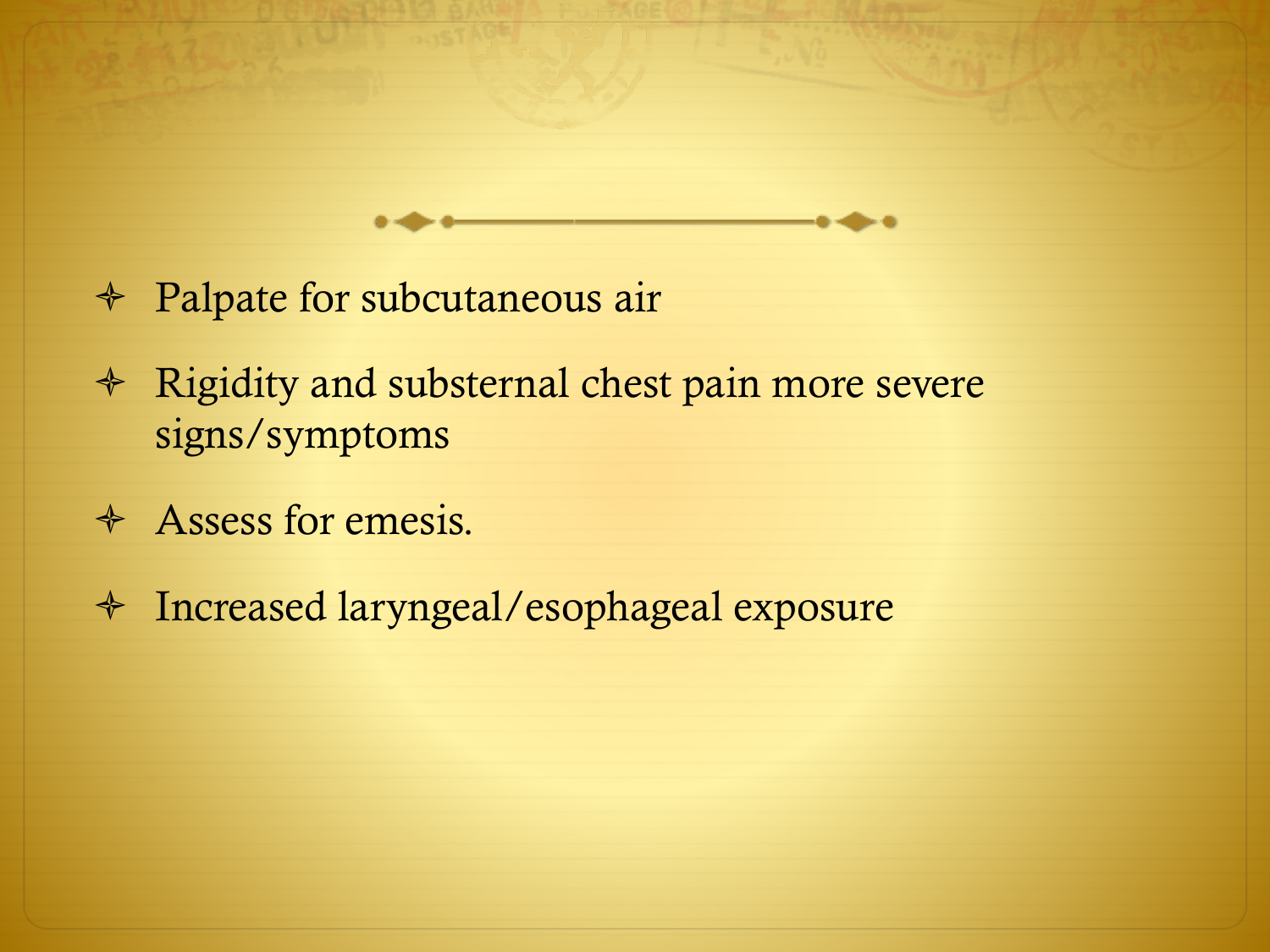- Palpate for subcutaneous air
- Rigidity and substernal chest pain more severe signs/symptoms
- Assess for emesis.
- Increased laryngeal/esophageal exposure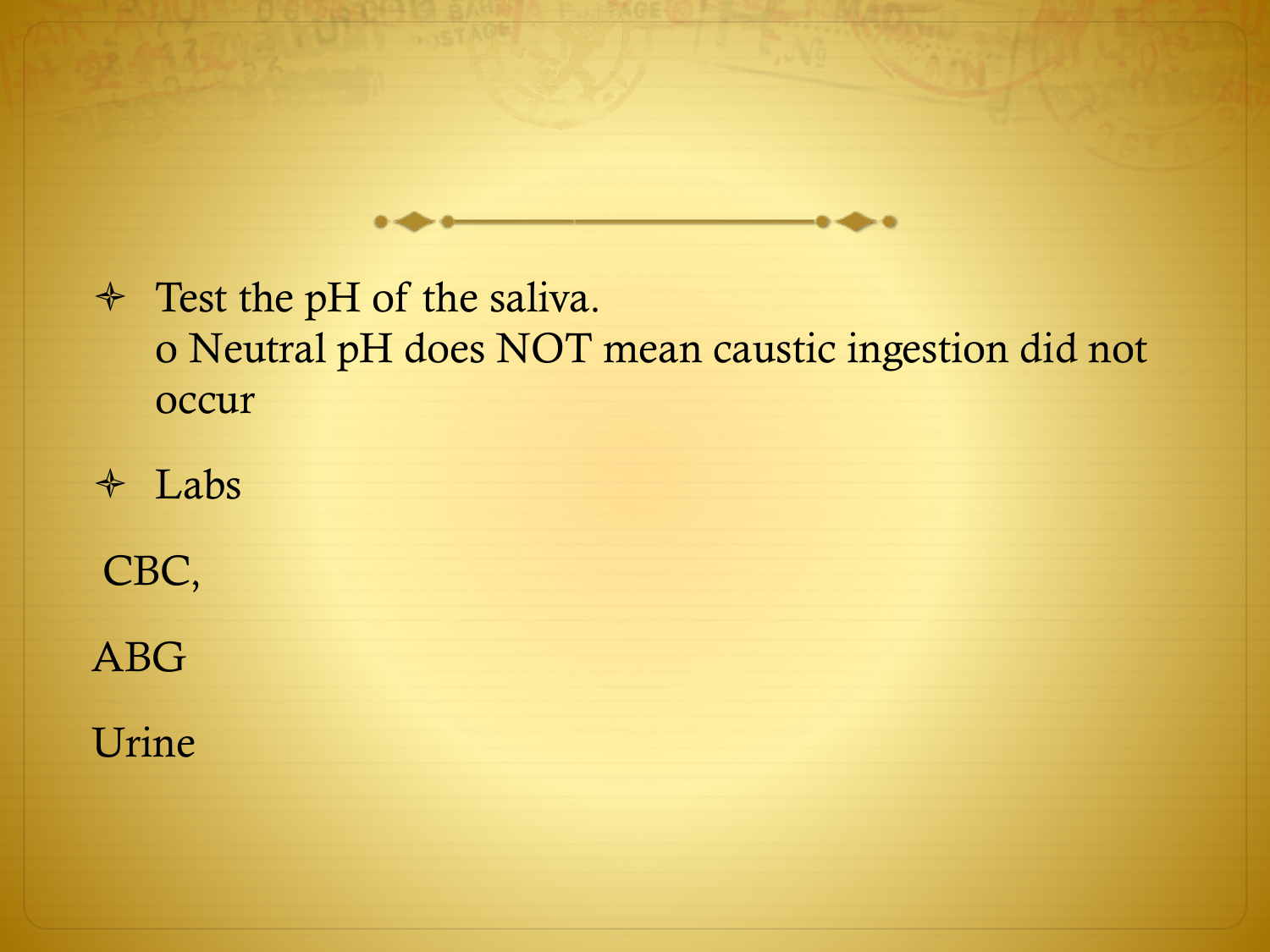- Test the pH of the saliva.
  - Neutral pH does NOT mean caustic ingestion did not occur
- Labs

CBC,

ABG

Urine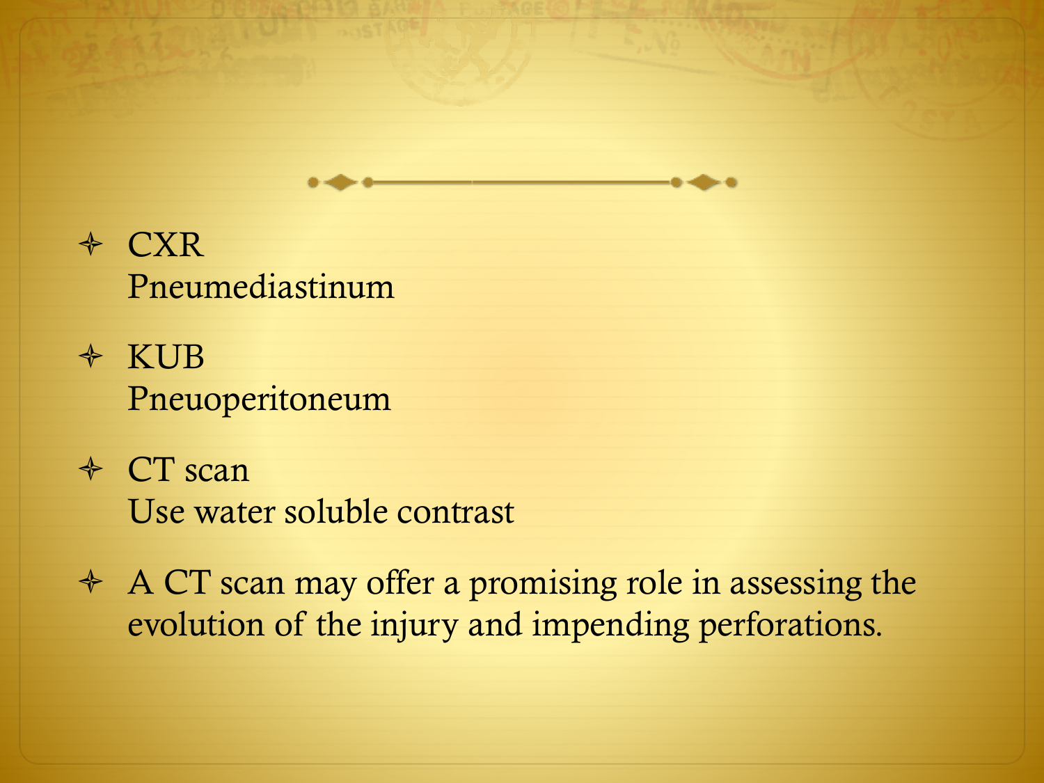- CXR
  Pneumediastinum
- KUB
  Pneuoperitoneum
- CT scan
  Use water soluble contrast
- A CT scan may offer a promising role in assessing the evolution of the injury and impending perforations.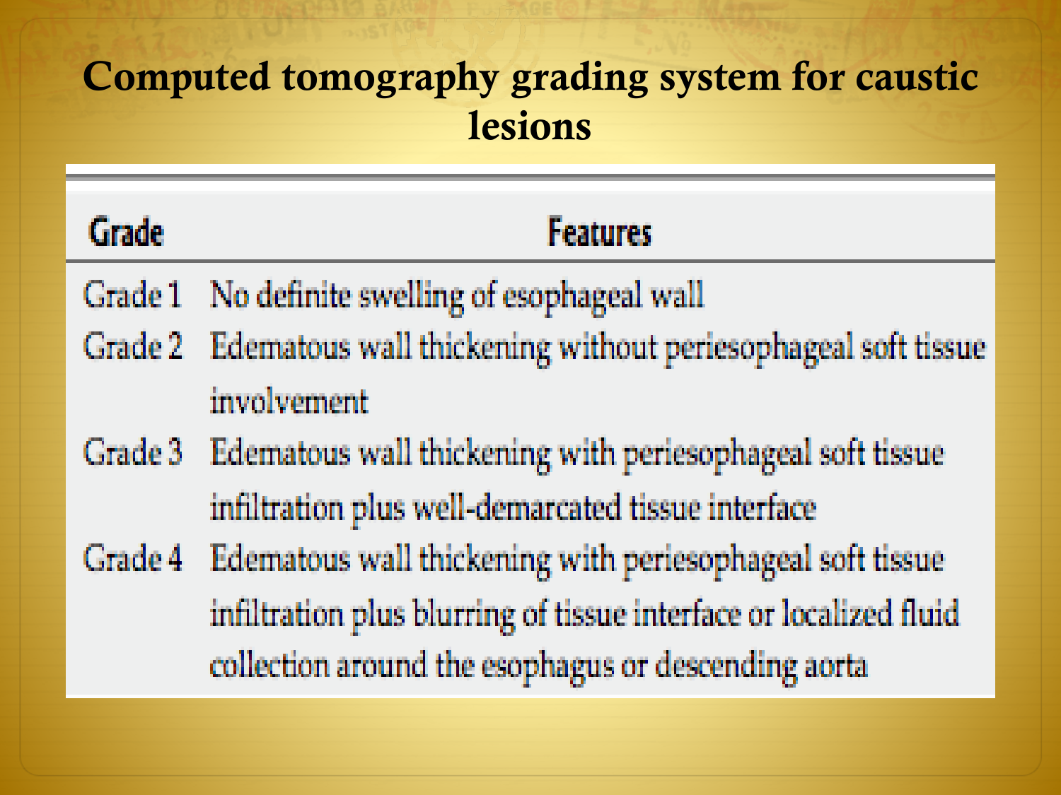# Computed tomography grading system for caustic lesions

| Grade | Features |
|---|---|
| Grade 1 | No definite swelling of esophageal wall |
| Grade 2 | Edematous wall thickening without periesophageal soft tissue involvement |
| Grade 3 | Edematous wall thickening with periesophageal soft tissue infiltration plus well-demarcated tissue interface |
| Grade 4 | Edematous wall thickening with periesophageal soft tissue infiltration plus blurring of tissue interface or localized fluid collection around the esophagus or descending aorta |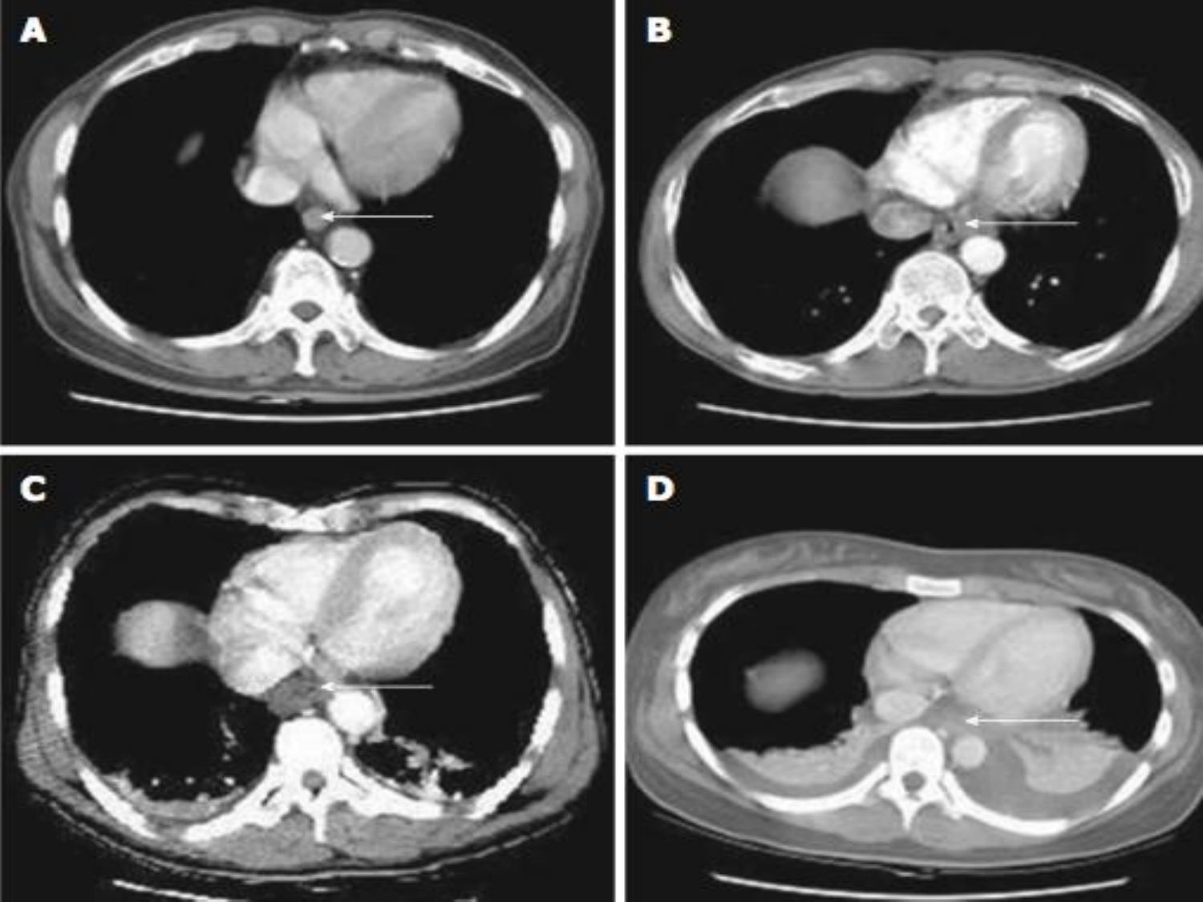A

B

C

D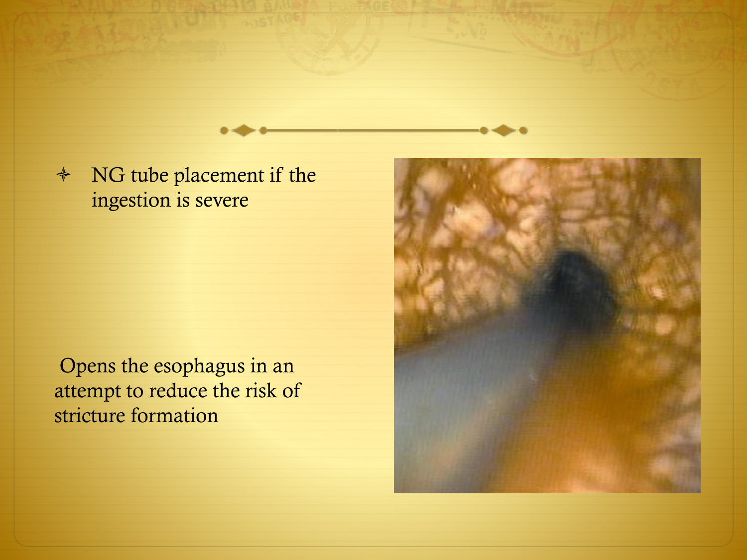- NG tube placement if the ingestion is severe

Opens the esophagus in an attempt to reduce the risk of stricture formation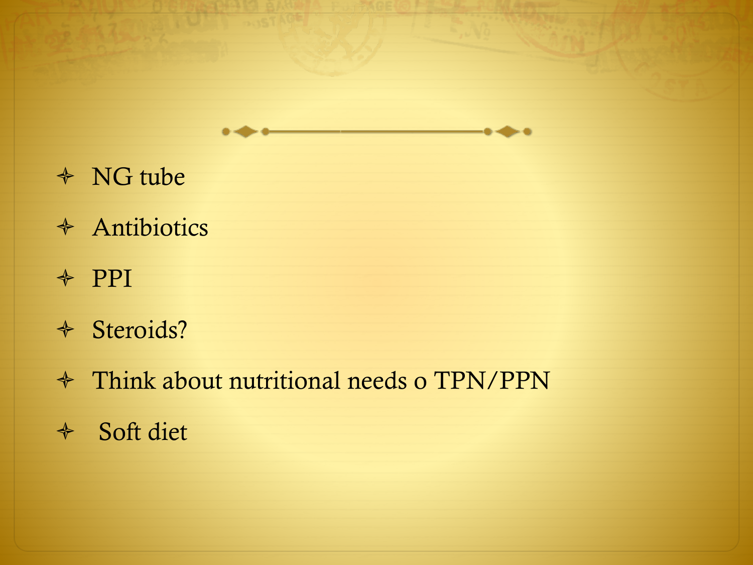- NG tube
- Antibiotics
- PPI
- Steroids?
- Think about nutritional needs o TPN/PPN
- Soft diet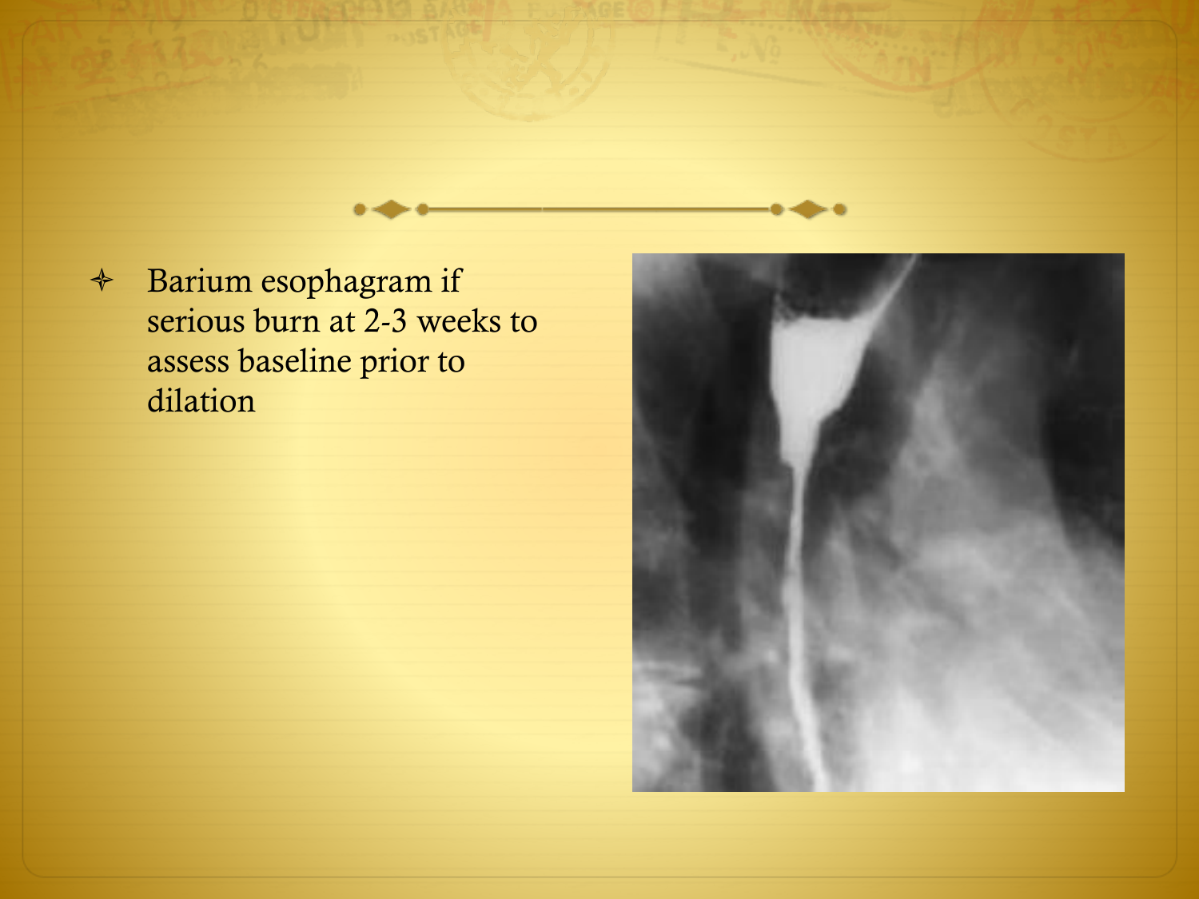- Barium esophagram if serious burn at 2-3 weeks to assess baseline prior to dilation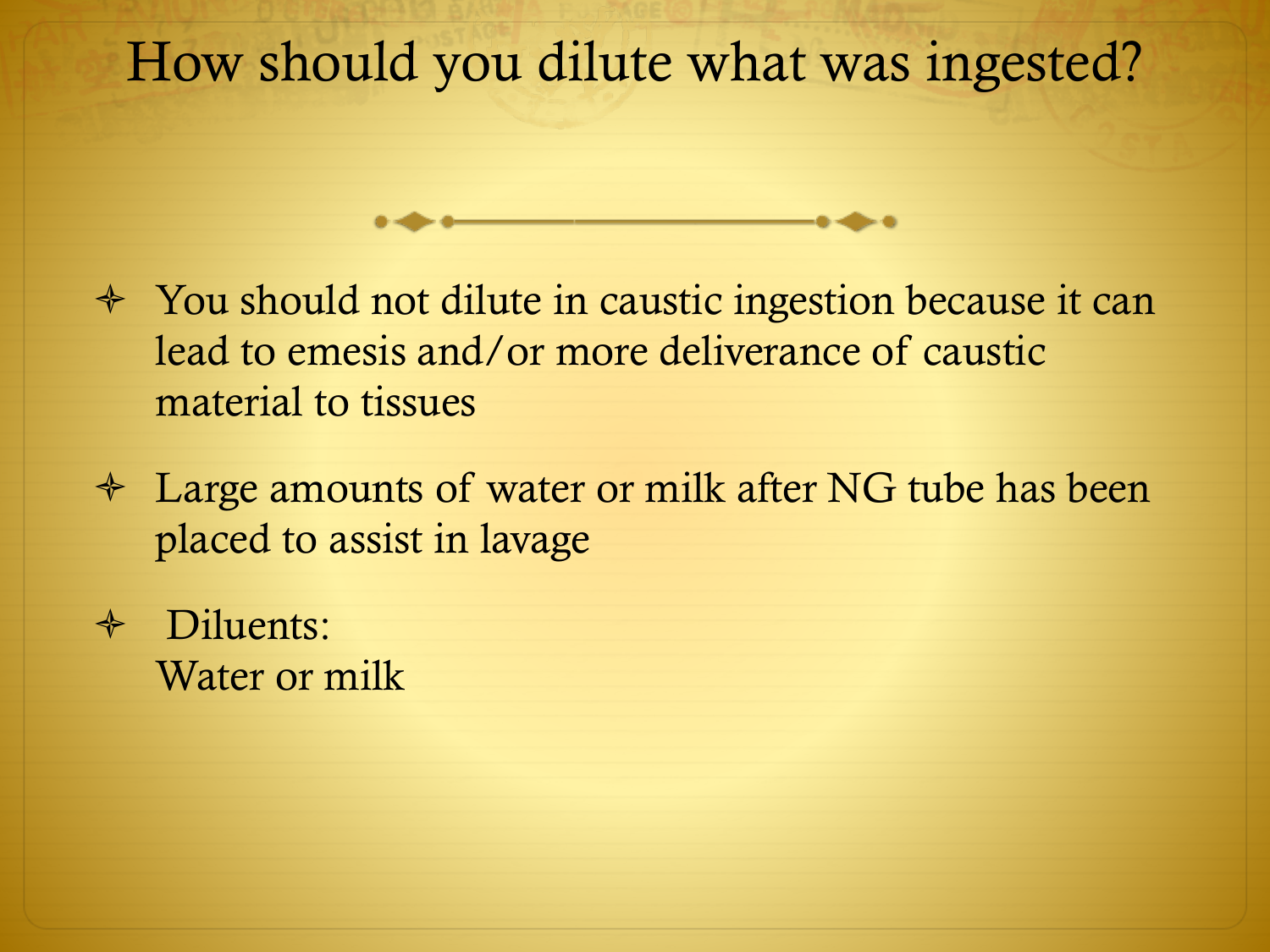# How should you dilute what was ingested?

- You should not dilute in caustic ingestion because it can lead to emesis and/or more deliverance of caustic material to tissues
- Large amounts of water or milk after NG tube has been placed to assist in lavage
- Diluents:
  Water or milk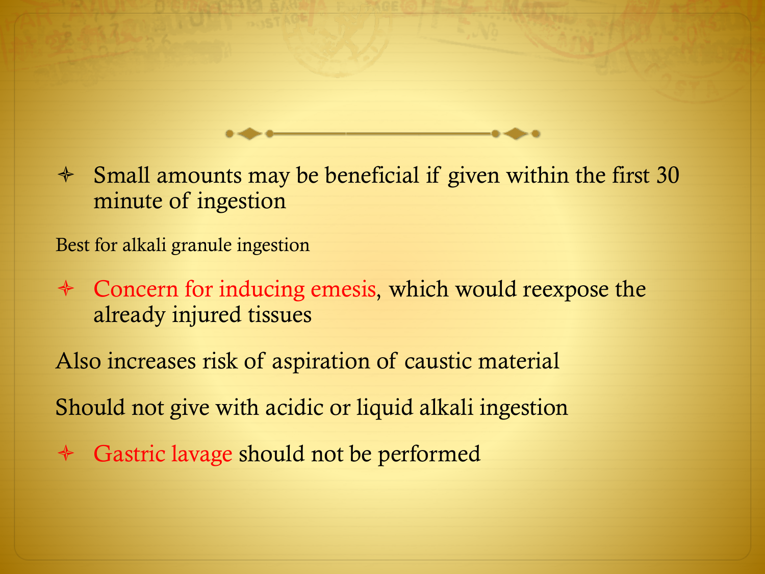- Small amounts may be beneficial if given within the first 30 minute of ingestion

Best for alkali granule ingestion

- Concern for inducing emesis, which would reexpose the already injured tissues

Also increases risk of aspiration of caustic material

Should not give with acidic or liquid alkali ingestion

- Gastric lavage should not be performed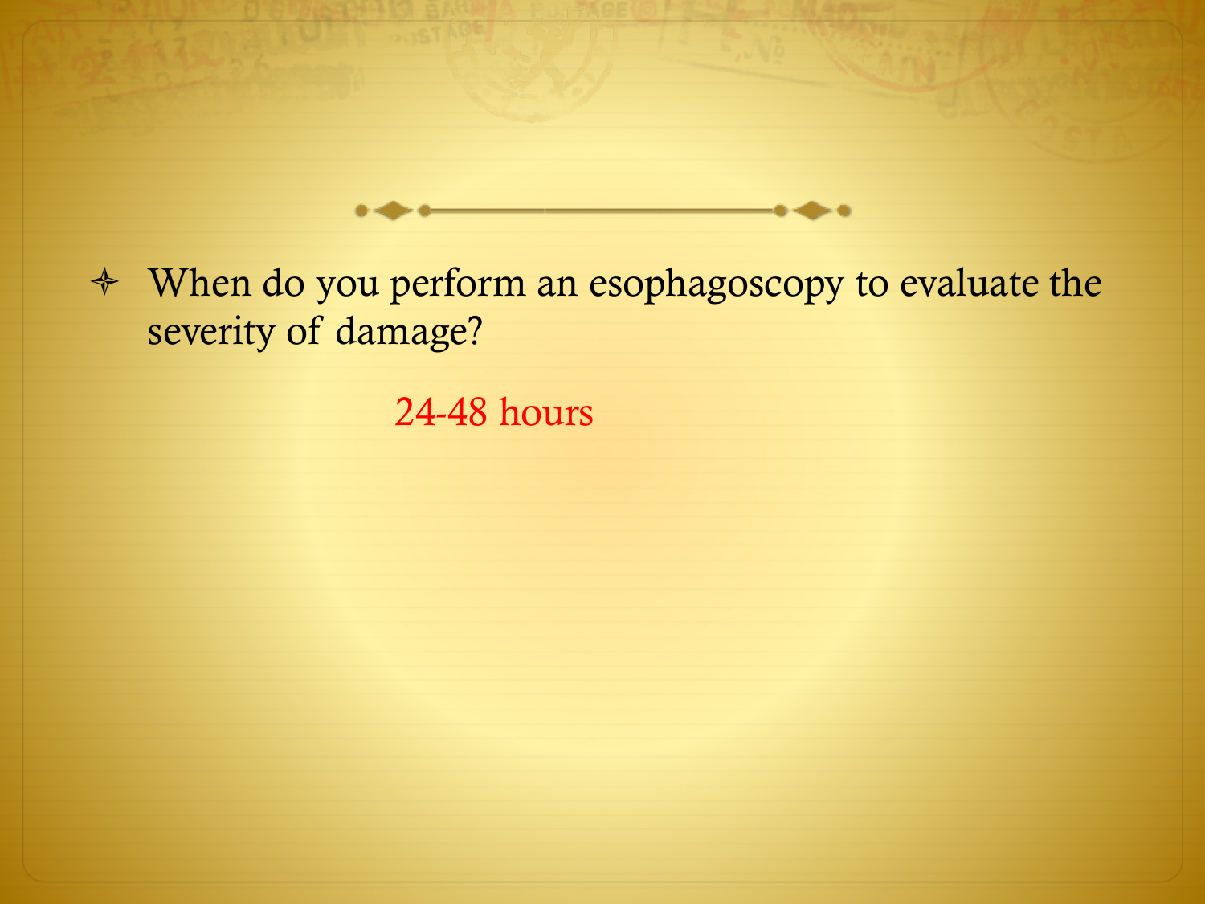- When do you perform an esophagoscopy to evaluate the severity of damage?

24-48 hours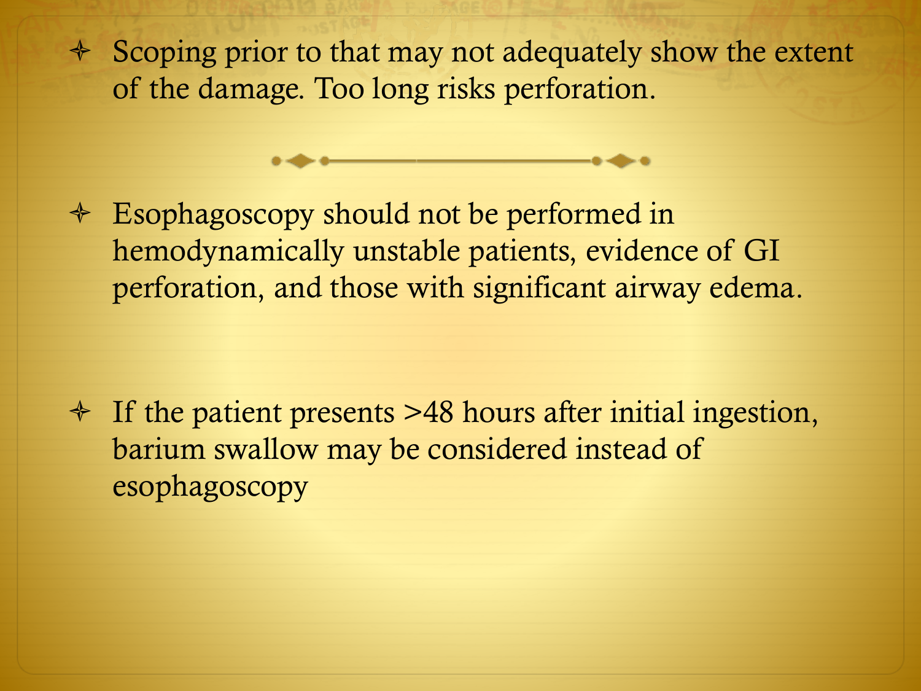- Scoping prior to that may not adequately show the extent of the damage. Too long risks perforation.

---

- Esophagoscopy should not be performed in hemodynamically unstable patients, evidence of GI perforation, and those with significant airway edema.

- If the patient presents >48 hours after initial ingestion, barium swallow may be considered instead of esophagoscopy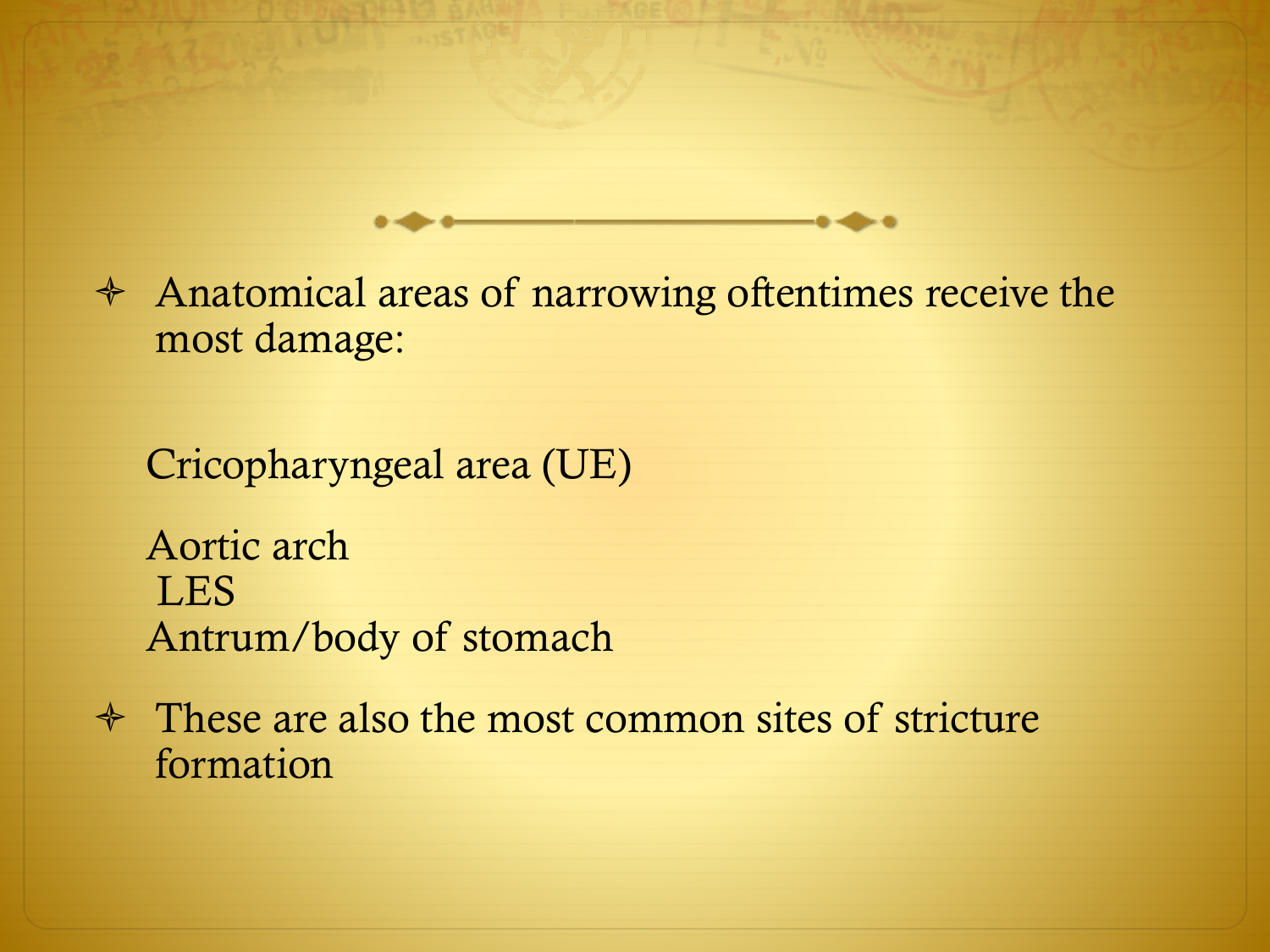- Anatomical areas of narrowing oftentimes receive the most damage:

  Cricopharyngeal area (UE)

  Aortic arch
  LES
  Antrum/body of stomach

- These are also the most common sites of stricture formation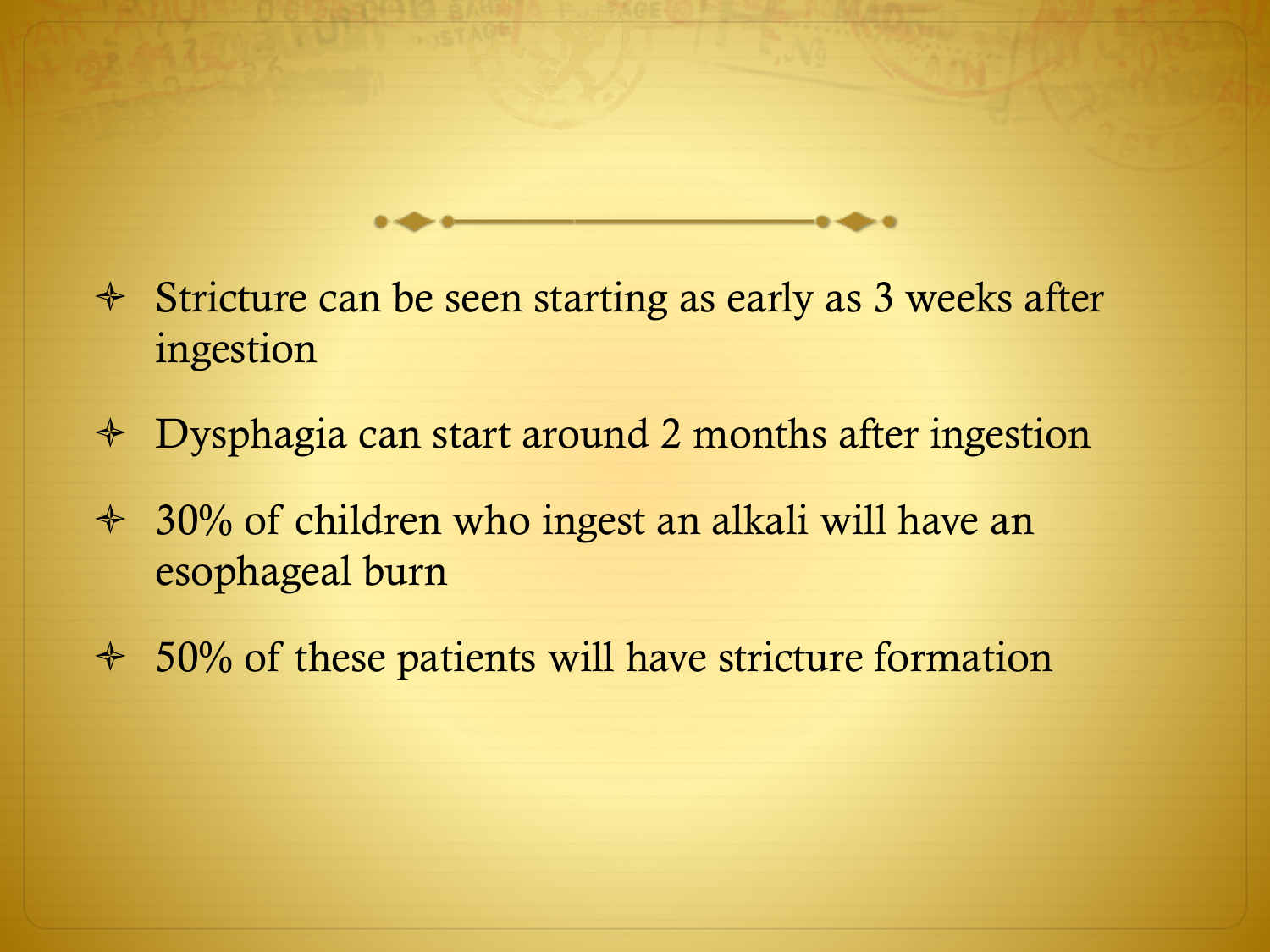- Stricture can be seen starting as early as 3 weeks after ingestion
- Dysphagia can start around 2 months after ingestion
- 30% of children who ingest an alkali will have an esophageal burn
- 50% of these patients will have stricture formation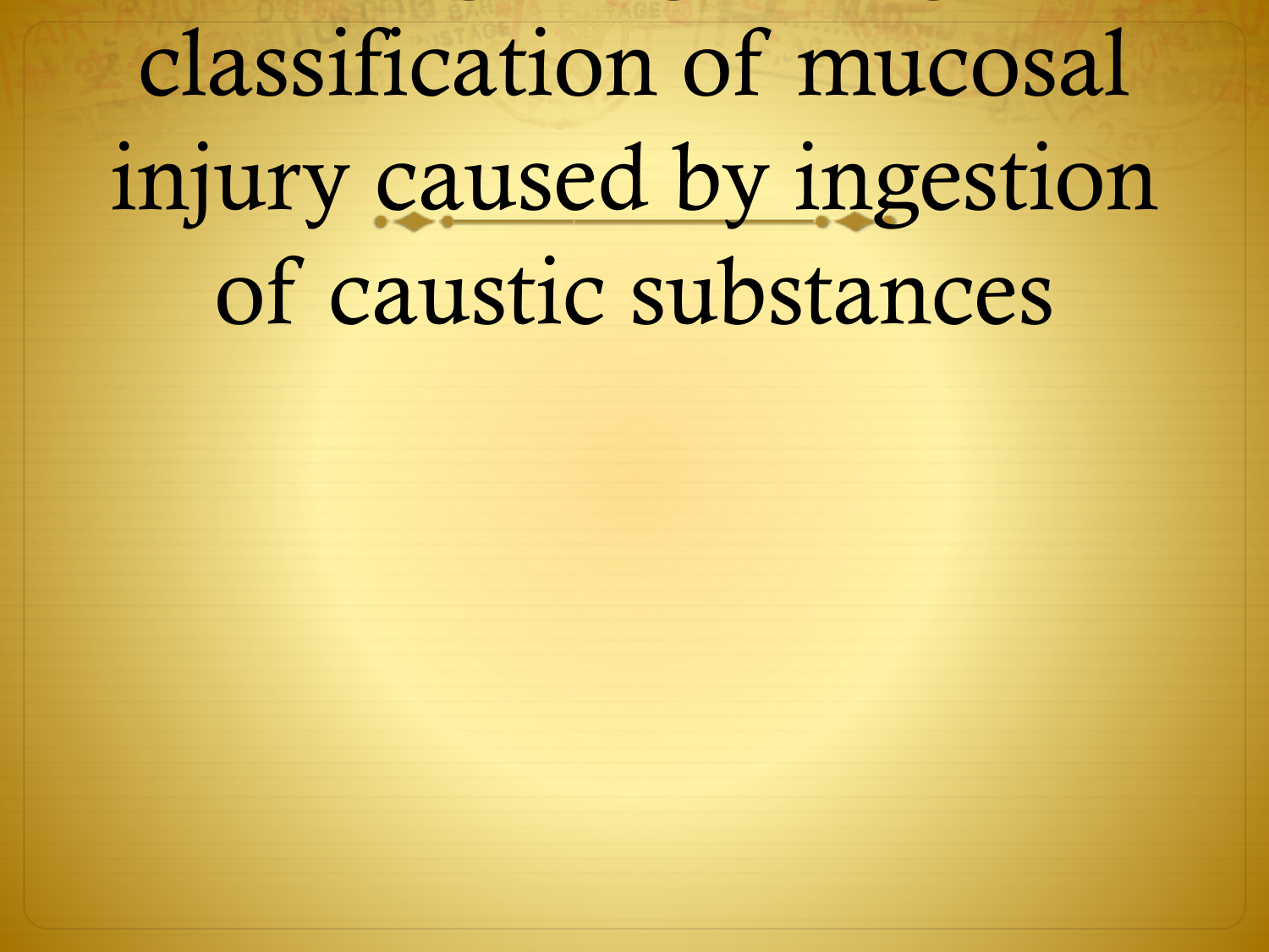# classification of mucosal injury caused by ingestion of caustic substances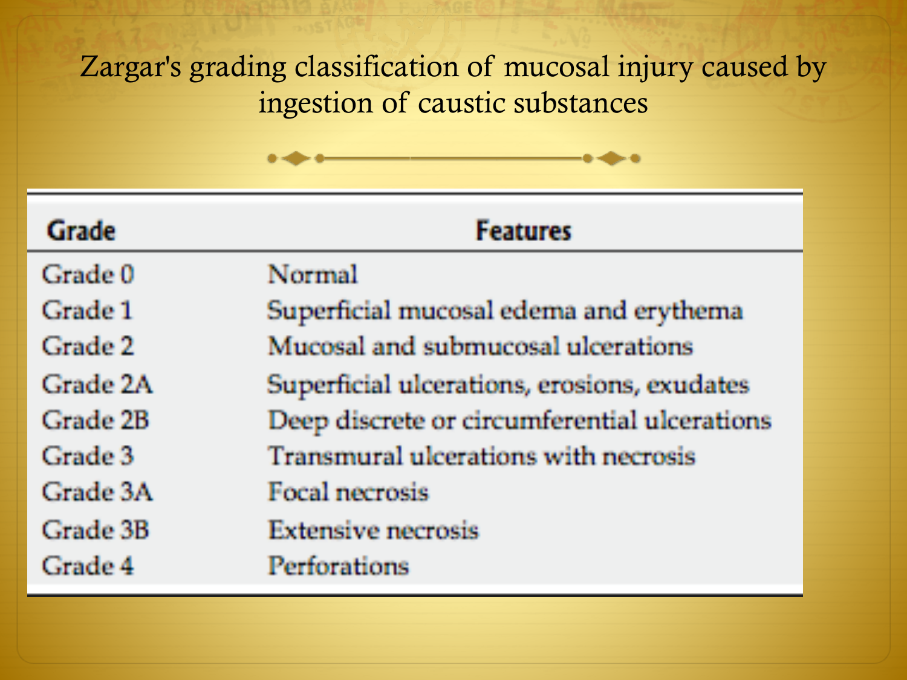# Zargar's grading classification of mucosal injury caused by ingestion of caustic substances

| Grade | Features |
| --- | --- |
| Grade 0 | Normal |
| Grade 1 | Superficial mucosal edema and erythema |
| Grade 2 | Mucosal and submucosal ulcerations |
| Grade 2A | Superficial ulcerations, erosions, exudates |
| Grade 2B | Deep discrete or circumferential ulcerations |
| Grade 3 | Transmural ulcerations with necrosis |
| Grade 3A | Focal necrosis |
| Grade 3B | Extensive necrosis |
| Grade 4 | Perforations |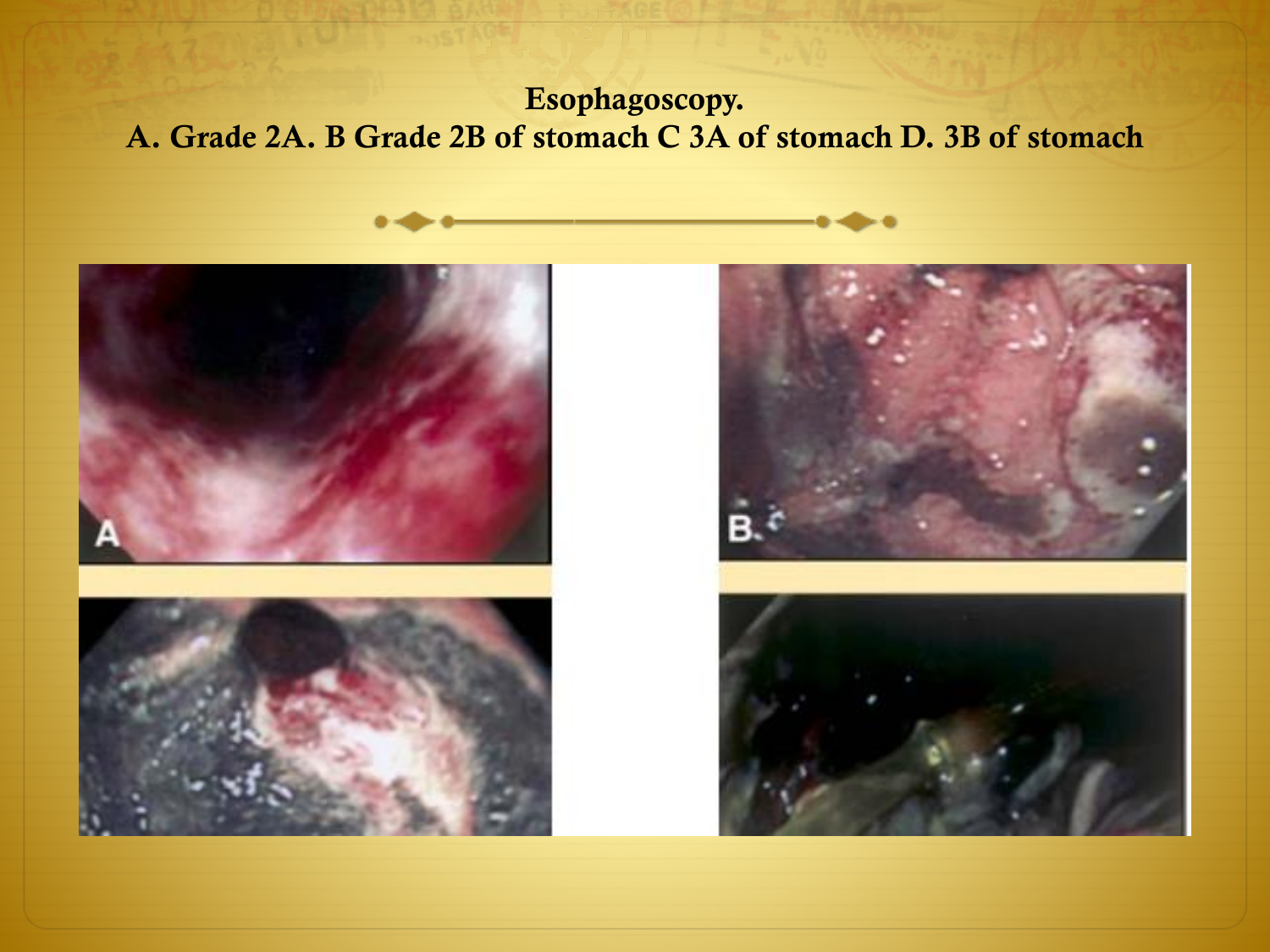# Esophagoscopy.

**A. Grade 2A. B Grade 2B of stomach C 3A of stomach D. 3B of stomach**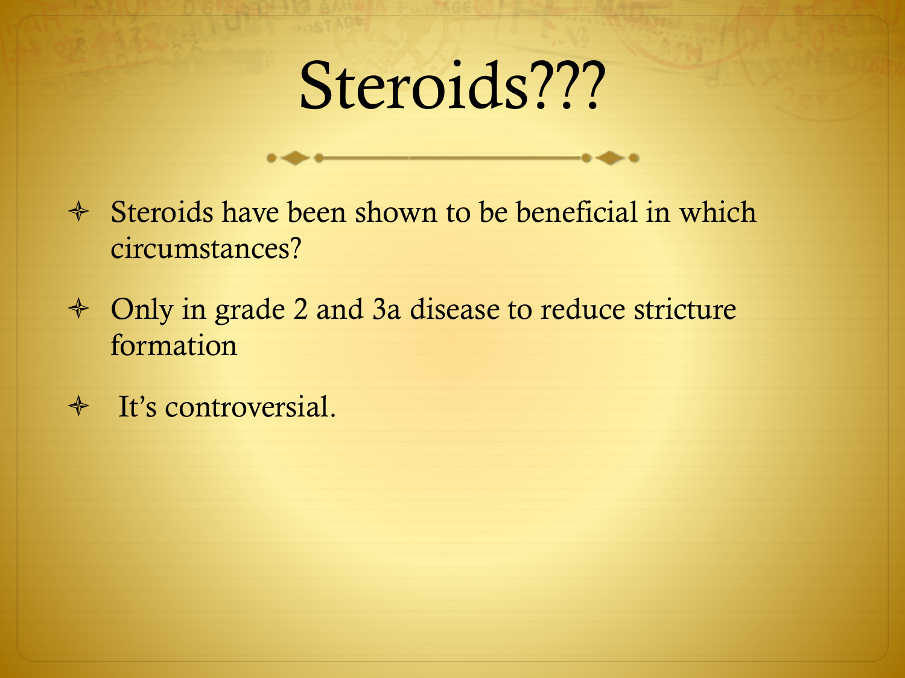# Steroids???

- Steroids have been shown to be beneficial in which circumstances?
- Only in grade 2 and 3a disease to reduce stricture formation
- It's controversial.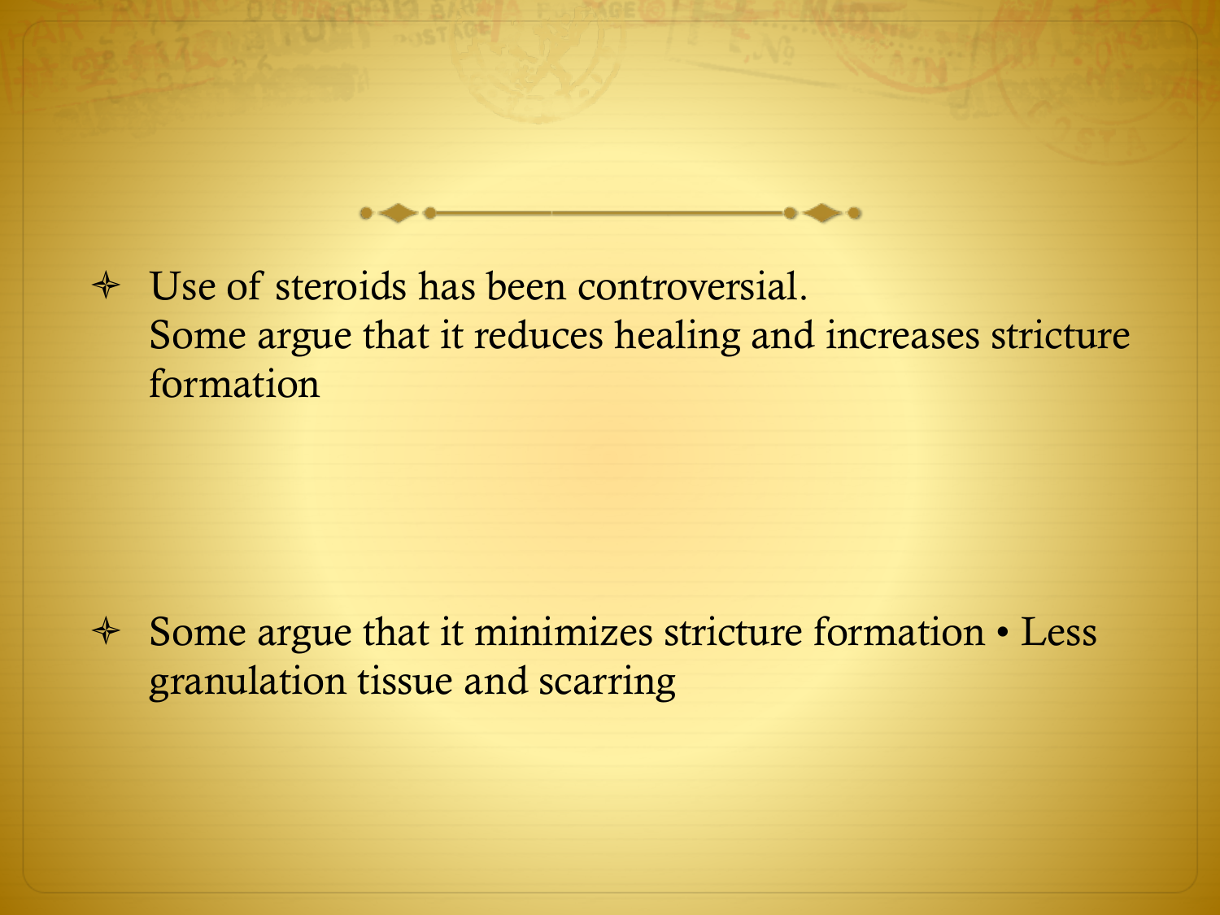- Use of steroids has been controversial.
  Some argue that it reduces healing and increases stricture formation

- Some argue that it minimizes stricture formation • Less granulation tissue and scarring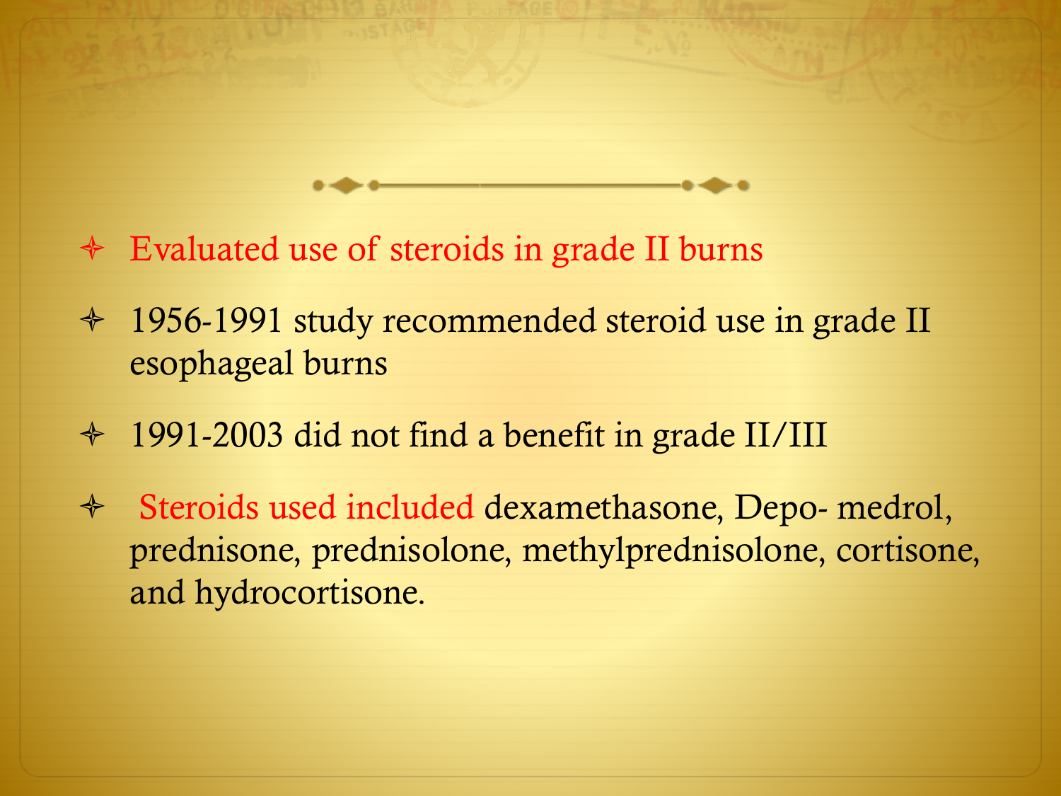- Evaluated use of steroids in grade II burns
- 1956-1991 study recommended steroid use in grade II esophageal burns
- 1991-2003 did not find a benefit in grade II/III
- Steroids used included dexamethasone, Depo- medrol, prednisone, prednisolone, methylprednisolone, cortisone, and hydrocortisone.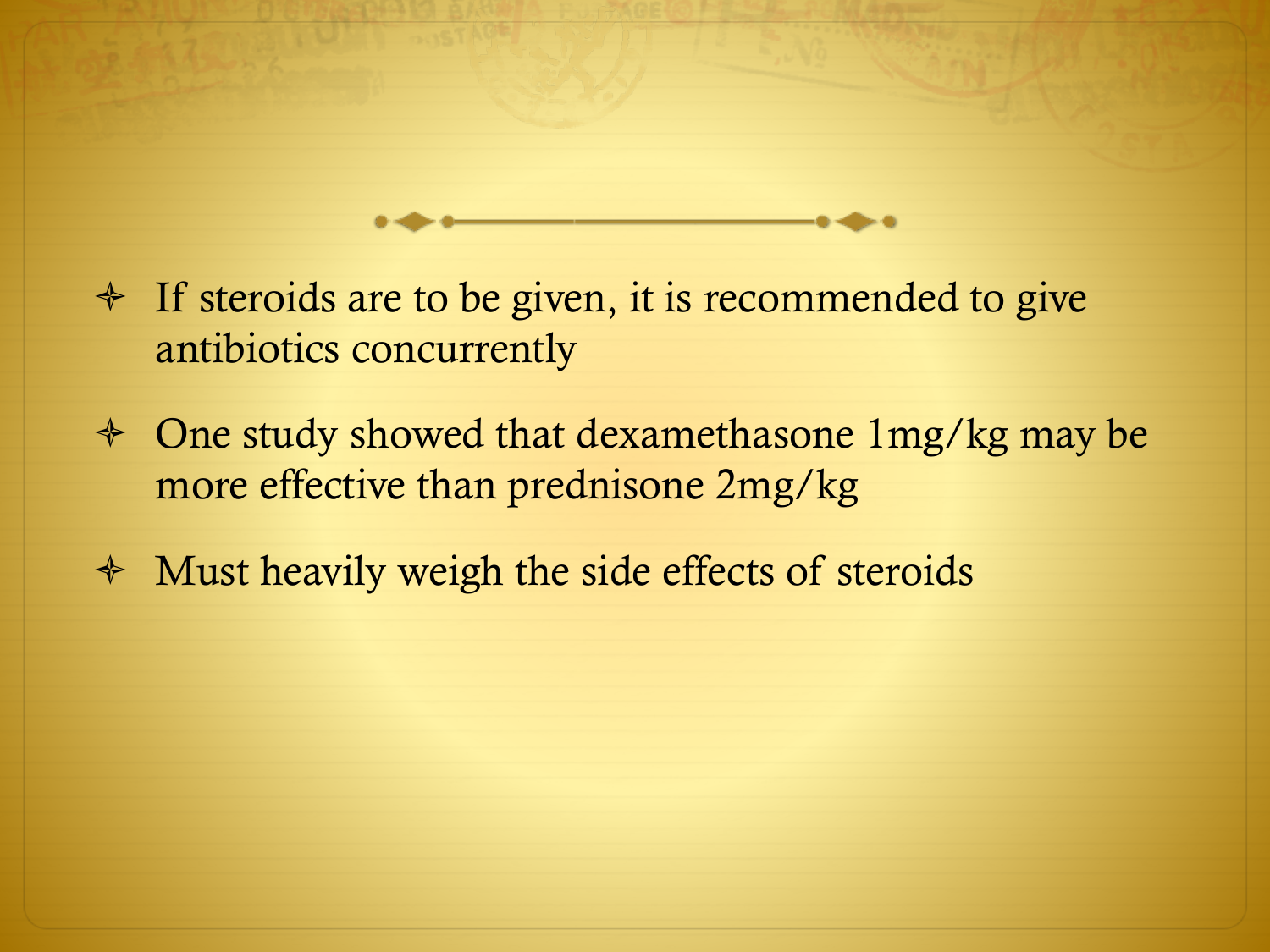- If steroids are to be given, it is recommended to give antibiotics concurrently
- One study showed that dexamethasone 1mg/kg may be more effective than prednisone 2mg/kg
- Must heavily weigh the side effects of steroids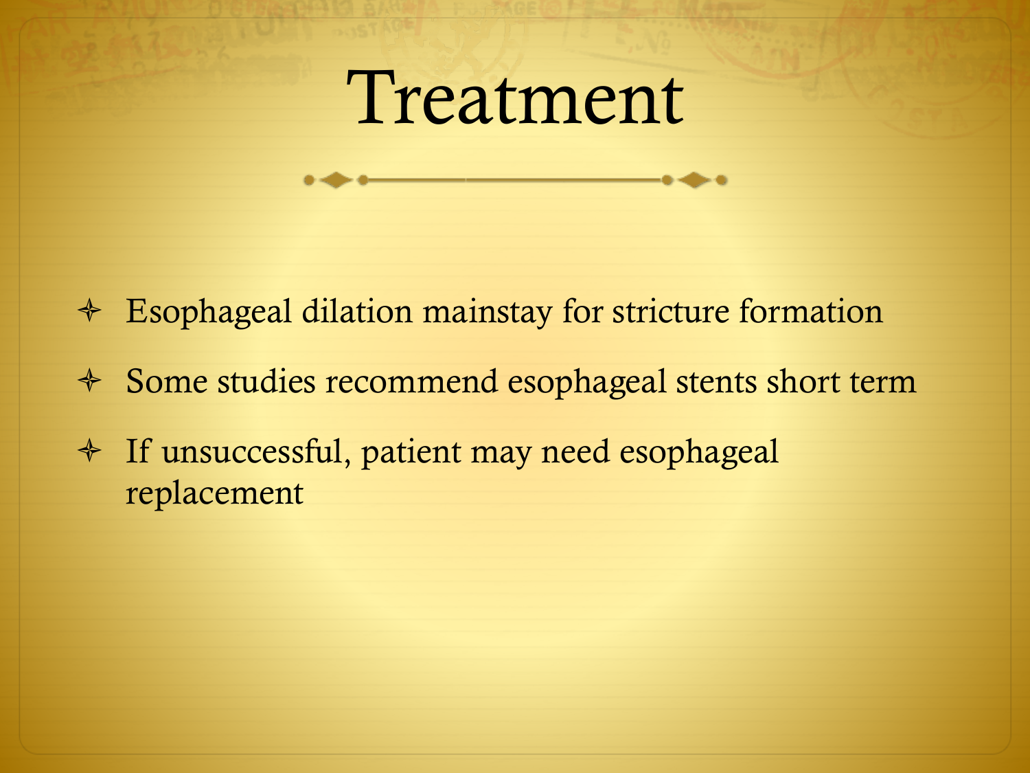# Treatment

- Esophageal dilation mainstay for stricture formation
- Some studies recommend esophageal stents short term
- If unsuccessful, patient may need esophageal replacement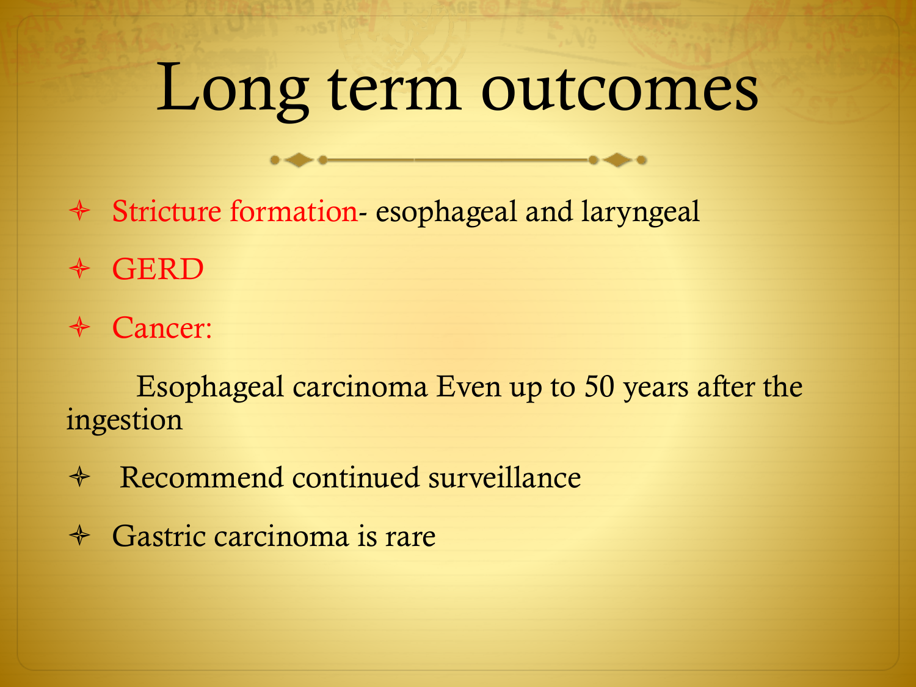# Long term outcomes

- Stricture formation- esophageal and laryngeal
- GERD
- Cancer:

    Esophageal carcinoma Even up to 50 years after the ingestion

- Recommend continued surveillance
- Gastric carcinoma is rare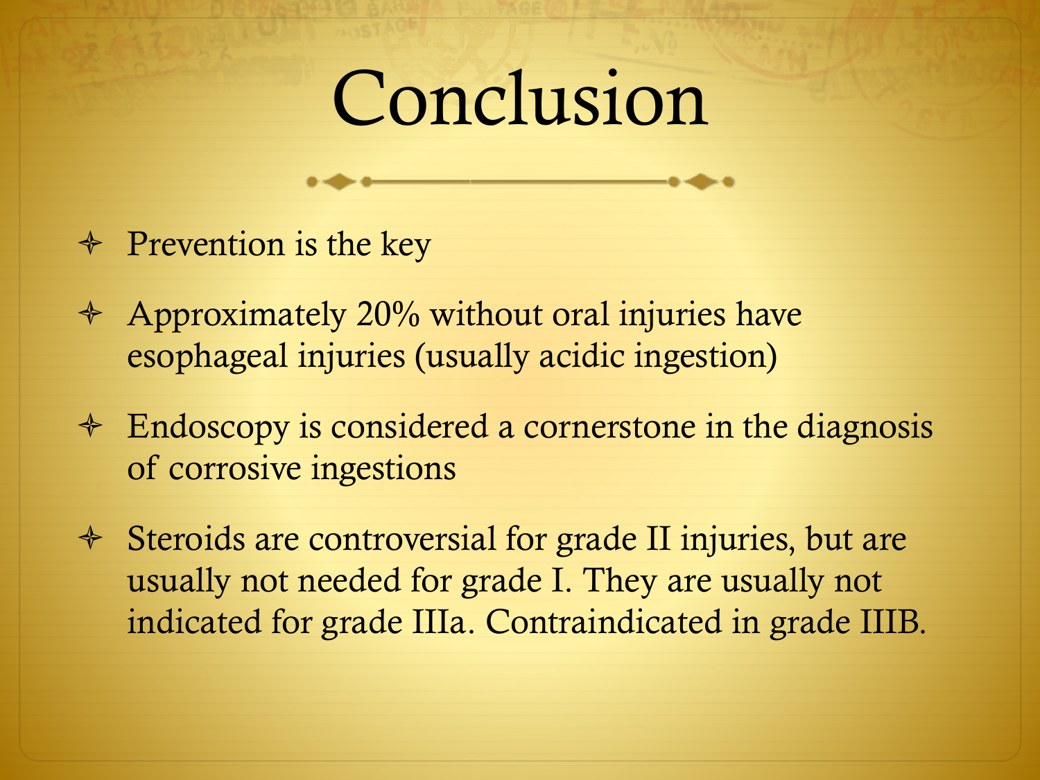# Conclusion

- Prevention is the key
- Approximately 20% without oral injuries have esophageal injuries (usually acidic ingestion)
- Endoscopy is considered a cornerstone in the diagnosis of corrosive ingestions
- Steroids are controversial for grade II injuries, but are usually not needed for grade I. They are usually not indicated for grade IIIa. Contraindicated in grade IIIB.